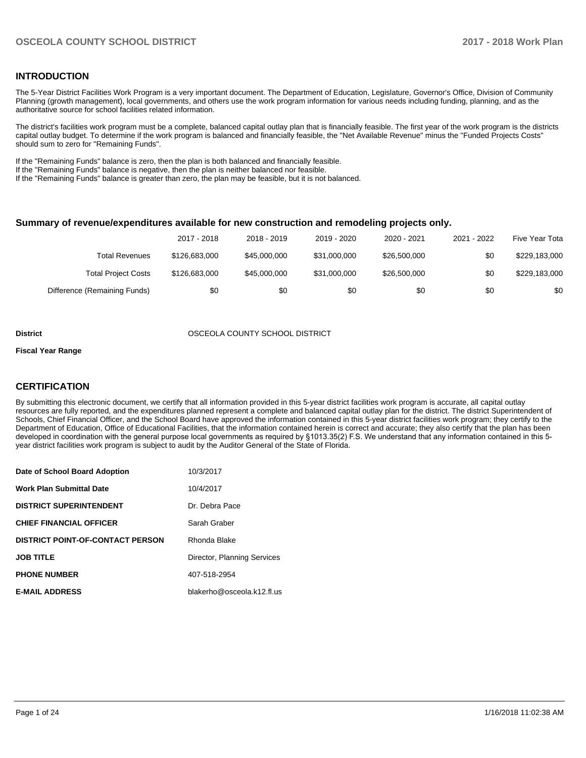## INTRODUCTION

The 5-Year District Facilities Work Program is a very important document. The Department of Education, Legislature, Governor's Office, Division of Community Planning (growth management), local governments, and others use the work program information for various needs including funding, planning, and as the authoritative source for school facilities related information.

The district's facilities work program must be a complete, balanced capital outlay plan that is financially feasible. The first year of the work program is the districts capital outlay budget. To determine if the work program is balanced and financially feasible, the "Net Available Revenue" minus the "Funded Projects Costs" should sum to zero for "Remaining Funds".

If the "Remaining Funds" balance is zero, then the plan is both balanced and financially feasible.
If the "Remaining Funds" balance is negative, then the plan is neither balanced nor feasible.
If the "Remaining Funds" balance is greater than zero, the plan may be feasible, but it is not balanced.

### Summary of revenue/expenditures available for new construction and remodeling projects only.

| | 2017 - 2018 | 2018 - 2019 | 2019 - 2020 | 2020 - 2021 | 2021 - 2022 | Five Year Tota |
|---|---|---|---|---|---|---|
| Total Revenues | $126,683,000 | $45,000,000 | $31,000,000 | $26,500,000 | $0 | $229,183,000 |
| Total Project Costs | $126,683,000 | $45,000,000 | $31,000,000 | $26,500,000 | $0 | $229,183,000 |
| Difference (Remaining Funds) | $0 | $0 | $0 | $0 | $0 | $0 |

**District** OSCEOLA COUNTY SCHOOL DISTRICT

**Fiscal Year Range**

## CERTIFICATION

By submitting this electronic document, we certify that all information provided in this 5-year district facilities work program is accurate, all capital outlay resources are fully reported, and the expenditures planned represent a complete and balanced capital outlay plan for the district. The district Superintendent of Schools, Chief Financial Officer, and the School Board have approved the information contained in this 5-year district facilities work program; they certify to the Department of Education, Office of Educational Facilities, that the information contained herein is correct and accurate; they also certify that the plan has been developed in coordination with the general purpose local governments as required by §1013.35(2) F.S. We understand that any information contained in this 5-year district facilities work program is subject to audit by the Auditor General of the State of Florida.

| | |
|---|---|
| **Date of School Board Adoption** | 10/3/2017 |
| **Work Plan Submittal Date** | 10/4/2017 |
| **DISTRICT SUPERINTENDENT** | Dr. Debra Pace |
| **CHIEF FINANCIAL OFFICER** | Sarah Graber |
| **DISTRICT POINT-OF-CONTACT PERSON** | Rhonda Blake |
| **JOB TITLE** | Director, Planning Services |
| **PHONE NUMBER** | 407-518-2954 |
| **E-MAIL ADDRESS** | blakerho@osceola.k12.fl.us |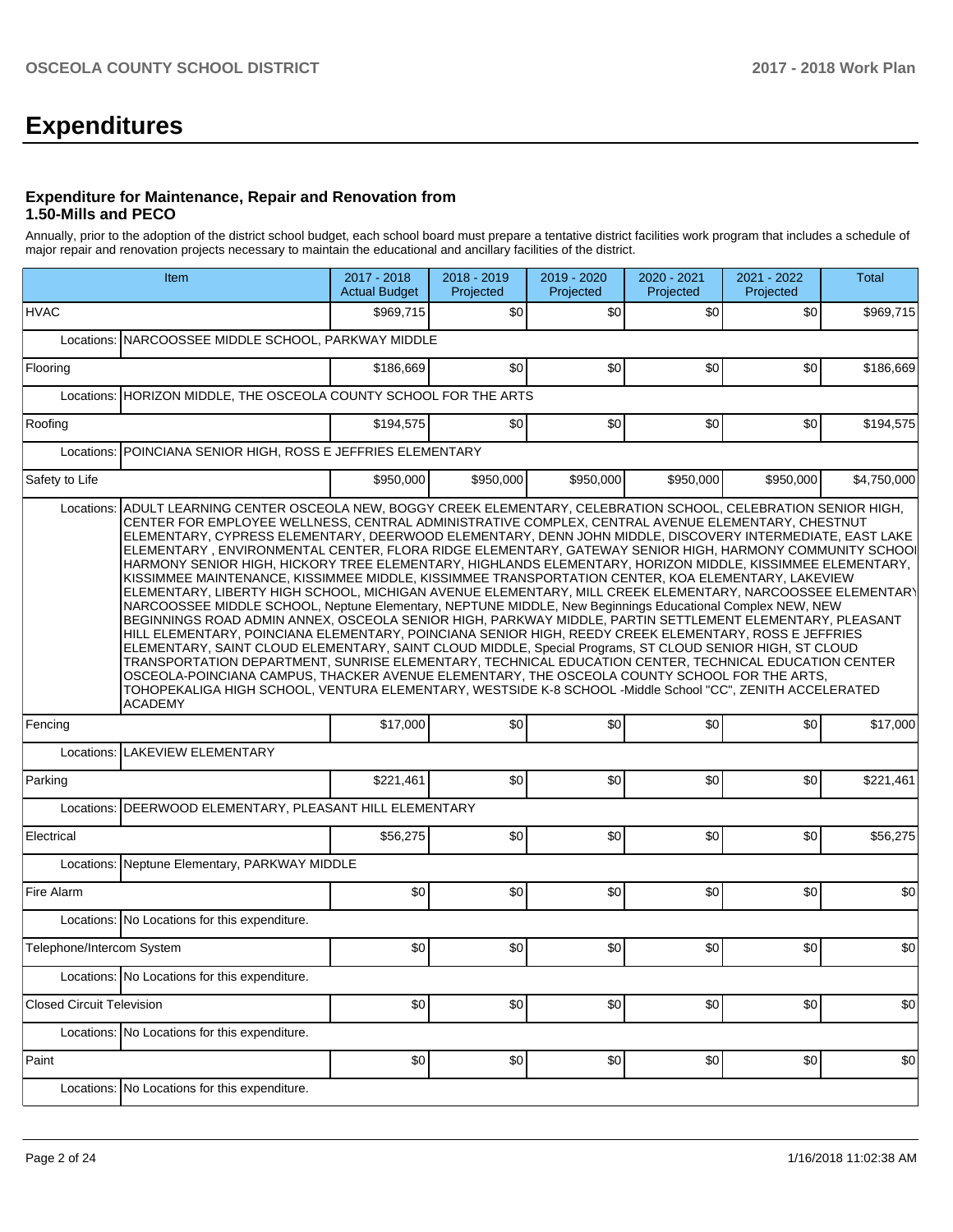# Expenditures

### Expenditure for Maintenance, Repair and Renovation from 1.50-Mills and PECO

Annually, prior to the adoption of the district school budget, each school board must prepare a tentative district facilities work program that includes a schedule of major repair and renovation projects necessary to maintain the educational and ancillary facilities of the district.

| Item | | 2017 - 2018 Actual Budget | 2018 - 2019 Projected | 2019 - 2020 Projected | 2020 - 2021 Projected | 2021 - 2022 Projected | Total |
|---|---|---|---|---|---|---|---|
| HVAC | | $969,715 | $0 | $0 | $0 | $0 | $969,715 |
| | Locations: | NARCOOSSEE MIDDLE SCHOOL, PARKWAY MIDDLE | | | | | |
| Flooring | | $186,669 | $0 | $0 | $0 | $0 | $186,669 |
| | Locations: | HORIZON MIDDLE, THE OSCEOLA COUNTY SCHOOL FOR THE ARTS | | | | | |
| Roofing | | $194,575 | $0 | $0 | $0 | $0 | $194,575 |
| | Locations: | POINCIANA SENIOR HIGH, ROSS E JEFFRIES ELEMENTARY | | | | | |
| Safety to Life | | $950,000 | $950,000 | $950,000 | $950,000 | $950,000 | $4,750,000 |
| | Locations: | ADULT LEARNING CENTER OSCEOLA NEW, BOGGY CREEK ELEMENTARY, CELEBRATION SCHOOL, CELEBRATION SENIOR HIGH, CENTER FOR EMPLOYEE WELLNESS, CENTRAL ADMINISTRATIVE COMPLEX, CENTRAL AVENUE ELEMENTARY, CHESTNUT ELEMENTARY, CYPRESS ELEMENTARY, DEERWOOD ELEMENTARY, DENN JOHN MIDDLE, DISCOVERY INTERMEDIATE, EAST LAKE ELEMENTARY , ENVIRONMENTAL CENTER, FLORA RIDGE ELEMENTARY, GATEWAY SENIOR HIGH, HARMONY COMMUNITY SCHOOL, HARMONY SENIOR HIGH, HICKORY TREE ELEMENTARY, HIGHLANDS ELEMENTARY, HORIZON MIDDLE, KISSIMMEE ELEMENTARY, KISSIMMEE MAINTENANCE, KISSIMMEE MIDDLE, KISSIMMEE TRANSPORTATION CENTER, KOA ELEMENTARY, LAKEVIEW ELEMENTARY, LIBERTY HIGH SCHOOL, MICHIGAN AVENUE ELEMENTARY, MILL CREEK ELEMENTARY, NARCOOSSEE ELEMENTARY, NARCOOSSEE MIDDLE SCHOOL, Neptune Elementary, NEPTUNE MIDDLE, New Beginnings Educational Complex NEW, NEW BEGINNINGS ROAD ADMIN ANNEX, OSCEOLA SENIOR HIGH, PARKWAY MIDDLE, PARTIN SETTLEMENT ELEMENTARY, PLEASANT HILL ELEMENTARY, POINCIANA ELEMENTARY, POINCIANA SENIOR HIGH, REEDY CREEK ELEMENTARY, ROSS E JEFFRIES ELEMENTARY, SAINT CLOUD ELEMENTARY, SAINT CLOUD MIDDLE, Special Programs, ST CLOUD SENIOR HIGH, ST CLOUD TRANSPORTATION DEPARTMENT, SUNRISE ELEMENTARY, TECHNICAL EDUCATION CENTER, TECHNICAL EDUCATION CENTER OSCEOLA-POINCIANA CAMPUS, THACKER AVENUE ELEMENTARY, THE OSCEOLA COUNTY SCHOOL FOR THE ARTS, TOHOPEKALIGA HIGH SCHOOL, VENTURA ELEMENTARY, WESTSIDE K-8 SCHOOL -Middle School "CC", ZENITH ACCELERATED ACADEMY | | | | | |
| Fencing | | $17,000 | $0 | $0 | $0 | $0 | $17,000 |
| | Locations: | LAKEVIEW ELEMENTARY | | | | | |
| Parking | | $221,461 | $0 | $0 | $0 | $0 | $221,461 |
| | Locations: | DEERWOOD ELEMENTARY, PLEASANT HILL ELEMENTARY | | | | | |
| Electrical | | $56,275 | $0 | $0 | $0 | $0 | $56,275 |
| | Locations: | Neptune Elementary, PARKWAY MIDDLE | | | | | |
| Fire Alarm | | $0 | $0 | $0 | $0 | $0 | $0 |
| | Locations: | No Locations for this expenditure. | | | | | |
| Telephone/Intercom System | | $0 | $0 | $0 | $0 | $0 | $0 |
| | Locations: | No Locations for this expenditure. | | | | | |
| Closed Circuit Television | | $0 | $0 | $0 | $0 | $0 | $0 |
| | Locations: | No Locations for this expenditure. | | | | | |
| Paint | | $0 | $0 | $0 | $0 | $0 | $0 |
| | Locations: | No Locations for this expenditure. | | | | | |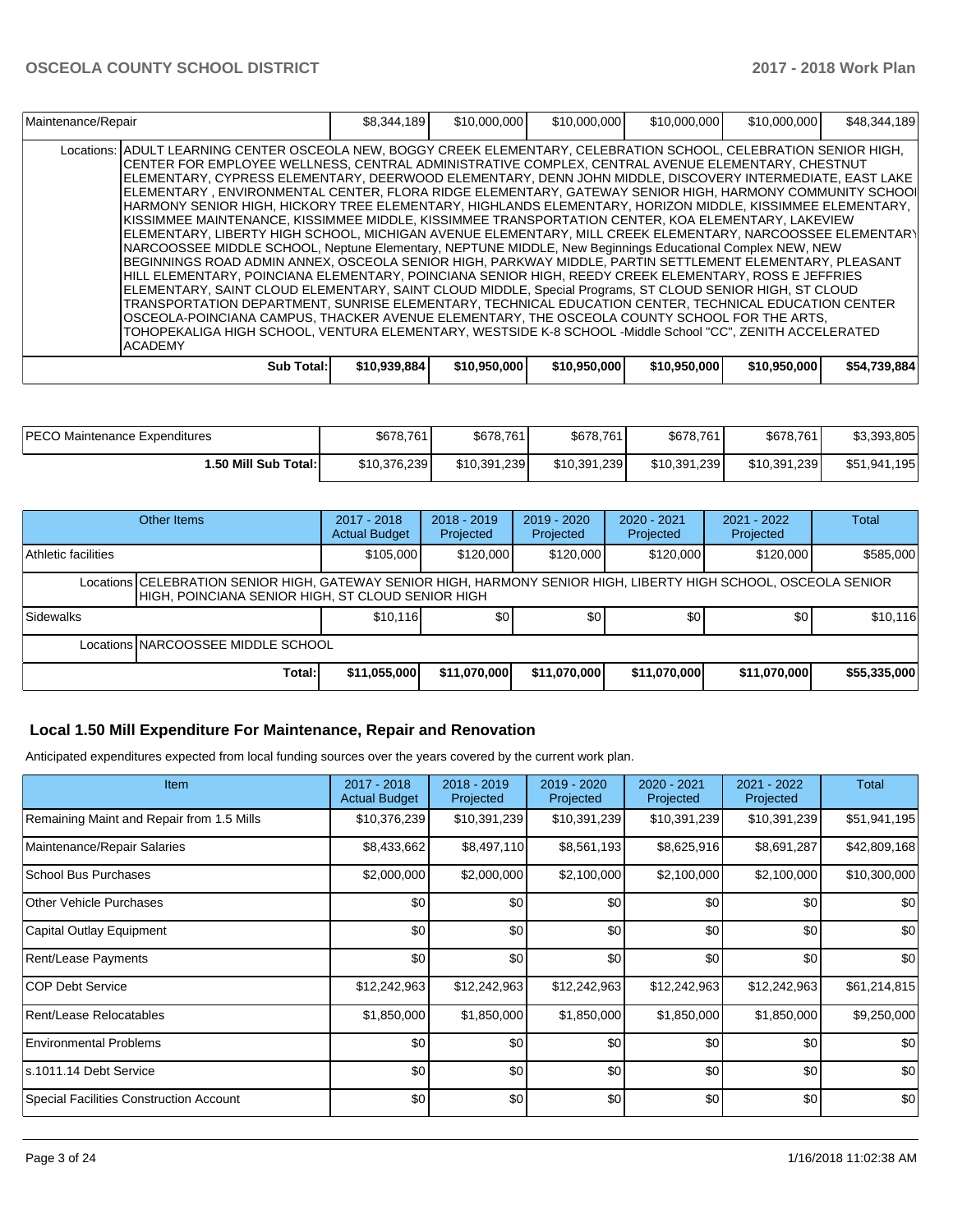| Maintenance/Repair | | $8,344,189 | $10,000,000 | $10,000,000 | $10,000,000 | $10,000,000 | $48,344,189 |
|---|---|---|---|---|---|---|---|
| Locations: | ADULT LEARNING CENTER OSCEOLA NEW, BOGGY CREEK ELEMENTARY, CELEBRATION SCHOOL, CELEBRATION SENIOR HIGH, CENTER FOR EMPLOYEE WELLNESS, CENTRAL ADMINISTRATIVE COMPLEX, CENTRAL AVENUE ELEMENTARY, CHESTNUT ELEMENTARY, CYPRESS ELEMENTARY, DEERWOOD ELEMENTARY, DENN JOHN MIDDLE, DISCOVERY INTERMEDIATE, EAST LAKE ELEMENTARY , ENVIRONMENTAL CENTER, FLORA RIDGE ELEMENTARY, GATEWAY SENIOR HIGH, HARMONY COMMUNITY SCHOOL HARMONY SENIOR HIGH, HICKORY TREE ELEMENTARY, HIGHLANDS ELEMENTARY, HORIZON MIDDLE, KISSIMMEE ELEMENTARY, KISSIMMEE MAINTENANCE, KISSIMMEE MIDDLE, KISSIMMEE TRANSPORTATION CENTER, KOA ELEMENTARY, LAKEVIEW ELEMENTARY, LIBERTY HIGH SCHOOL, MICHIGAN AVENUE ELEMENTARY, MILL CREEK ELEMENTARY, NARCOOSSEE ELEMENTARY NARCOOSSEE MIDDLE SCHOOL, Neptune Elementary, NEPTUNE MIDDLE, New Beginnings Educational Complex NEW, NEW BEGINNINGS ROAD ADMIN ANNEX, OSCEOLA SENIOR HIGH, PARKWAY MIDDLE, PARTIN SETTLEMENT ELEMENTARY, PLEASANT HILL ELEMENTARY, POINCIANA ELEMENTARY, POINCIANA SENIOR HIGH, REEDY CREEK ELEMENTARY, ROSS E JEFFRIES ELEMENTARY, SAINT CLOUD ELEMENTARY, SAINT CLOUD MIDDLE, Special Programs, ST CLOUD SENIOR HIGH, ST CLOUD TRANSPORTATION DEPARTMENT, SUNRISE ELEMENTARY, TECHNICAL EDUCATION CENTER, TECHNICAL EDUCATION CENTER OSCEOLA-POINCIANA CAMPUS, THACKER AVENUE ELEMENTARY, THE OSCEOLA COUNTY SCHOOL FOR THE ARTS, TOHOPEKALIGA HIGH SCHOOL, VENTURA ELEMENTARY, WESTSIDE K-8 SCHOOL -Middle School "CC", ZENITH ACCELERATED ACADEMY | | | | | | |
| | **Sub Total:** | **$10,939,884** | **$10,950,000** | **$10,950,000** | **$10,950,000** | **$10,950,000** | **$54,739,884** |

| PECO Maintenance Expenditures | $678,761 | $678,761 | $678,761 | $678,761 | $678,761 | $3,393,805 |
|---|---|---|---|---|---|---|
| **1.50 Mill Sub Total:** | $10,376,239 | $10,391,239 | $10,391,239 | $10,391,239 | $10,391,239 | $51,941,195 |

| Other Items | | 2017 - 2018 Actual Budget | 2018 - 2019 Projected | 2019 - 2020 Projected | 2020 - 2021 Projected | 2021 - 2022 Projected | Total |
|---|---|---|---|---|---|---|---|
| Athletic facilities | | $105,000 | $120,000 | $120,000 | $120,000 | $120,000 | $585,000 |
| Locations | CELEBRATION SENIOR HIGH, GATEWAY SENIOR HIGH, HARMONY SENIOR HIGH, LIBERTY HIGH SCHOOL, OSCEOLA SENIOR HIGH, POINCIANA SENIOR HIGH, ST CLOUD SENIOR HIGH | | | | | | |
| Sidewalks | | $10,116 | $0 | $0 | $0 | $0 | $10,116 |
| Locations | NARCOOSSEE MIDDLE SCHOOL | | | | | | |
| | **Total:** | **$11,055,000** | **$11,070,000** | **$11,070,000** | **$11,070,000** | **$11,070,000** | **$55,335,000** |

## Local 1.50 Mill Expenditure For Maintenance, Repair and Renovation

Anticipated expenditures expected from local funding sources over the years covered by the current work plan.

| Item | 2017 - 2018 Actual Budget | 2018 - 2019 Projected | 2019 - 2020 Projected | 2020 - 2021 Projected | 2021 - 2022 Projected | Total |
|---|---|---|---|---|---|---|
| Remaining Maint and Repair from 1.5 Mills | $10,376,239 | $10,391,239 | $10,391,239 | $10,391,239 | $10,391,239 | $51,941,195 |
| Maintenance/Repair Salaries | $8,433,662 | $8,497,110 | $8,561,193 | $8,625,916 | $8,691,287 | $42,809,168 |
| School Bus Purchases | $2,000,000 | $2,000,000 | $2,100,000 | $2,100,000 | $2,100,000 | $10,300,000 |
| Other Vehicle Purchases | $0 | $0 | $0 | $0 | $0 | $0 |
| Capital Outlay Equipment | $0 | $0 | $0 | $0 | $0 | $0 |
| Rent/Lease Payments | $0 | $0 | $0 | $0 | $0 | $0 |
| COP Debt Service | $12,242,963 | $12,242,963 | $12,242,963 | $12,242,963 | $12,242,963 | $61,214,815 |
| Rent/Lease Relocatables | $1,850,000 | $1,850,000 | $1,850,000 | $1,850,000 | $1,850,000 | $9,250,000 |
| Environmental Problems | $0 | $0 | $0 | $0 | $0 | $0 |
| s.1011.14 Debt Service | $0 | $0 | $0 | $0 | $0 | $0 |
| Special Facilities Construction Account | $0 | $0 | $0 | $0 | $0 | $0 |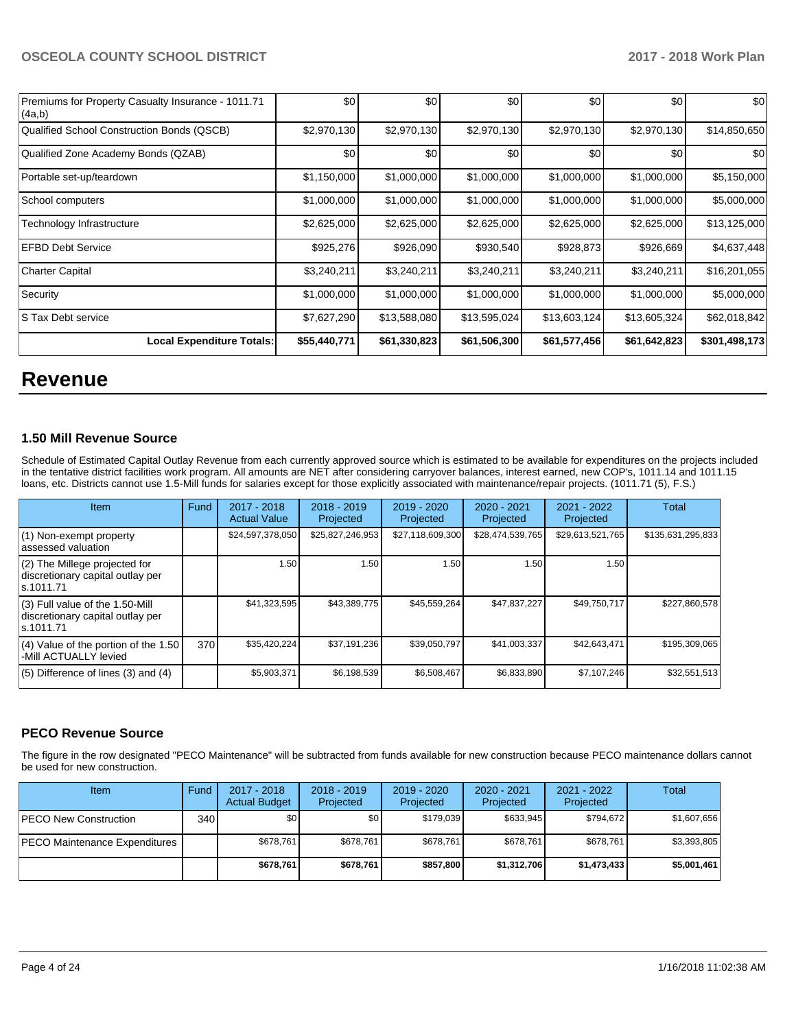| Premiums for Property Casualty Insurance - 1011.71 (4a,b) | $0 | $0 | $0 | $0 | $0 | $0 |
|---|---|---|---|---|---|---|
| Qualified School Construction Bonds (QSCB) | $2,970,130 | $2,970,130 | $2,970,130 | $2,970,130 | $2,970,130 | $14,850,650 |
| Qualified Zone Academy Bonds (QZAB) | $0 | $0 | $0 | $0 | $0 | $0 |
| Portable set-up/teardown | $1,150,000 | $1,000,000 | $1,000,000 | $1,000,000 | $1,000,000 | $5,150,000 |
| School computers | $1,000,000 | $1,000,000 | $1,000,000 | $1,000,000 | $1,000,000 | $5,000,000 |
| Technology Infrastructure | $2,625,000 | $2,625,000 | $2,625,000 | $2,625,000 | $2,625,000 | $13,125,000 |
| EFBD Debt Service | $925,276 | $926,090 | $930,540 | $928,873 | $926,669 | $4,637,448 |
| Charter Capital | $3,240,211 | $3,240,211 | $3,240,211 | $3,240,211 | $3,240,211 | $16,201,055 |
| Security | $1,000,000 | $1,000,000 | $1,000,000 | $1,000,000 | $1,000,000 | $5,000,000 |
| S Tax Debt service | $7,627,290 | $13,588,080 | $13,595,024 | $13,603,124 | $13,605,324 | $62,018,842 |
| **Local Expenditure Totals:** | **$55,440,771** | **$61,330,823** | **$61,506,300** | **$61,577,456** | **$61,642,823** | **$301,498,173** |

# Revenue

### 1.50 Mill Revenue Source

Schedule of Estimated Capital Outlay Revenue from each currently approved source which is estimated to be available for expenditures on the projects included in the tentative district facilities work program. All amounts are NET after considering carryover balances, interest earned, new COP's, 1011.14 and 1011.15 loans, etc. Districts cannot use 1.5-Mill funds for salaries except for those explicitly associated with maintenance/repair projects. (1011.71 (5), F.S.)

| Item | Fund | 2017 - 2018 Actual Value | 2018 - 2019 Projected | 2019 - 2020 Projected | 2020 - 2021 Projected | 2021 - 2022 Projected | Total |
|---|---|---|---|---|---|---|---|
| (1) Non-exempt property assessed valuation | | $24,597,378,050 | $25,827,246,953 | $27,118,609,300 | $28,474,539,765 | $29,613,521,765 | $135,631,295,833 |
| (2) The Millege projected for discretionary capital outlay per s.1011.71 | | 1.50 | 1.50 | 1.50 | 1.50 | 1.50 | |
| (3) Full value of the 1.50-Mill discretionary capital outlay per s.1011.71 | | $41,323,595 | $43,389,775 | $45,559,264 | $47,837,227 | $49,750,717 | $227,860,578 |
| (4) Value of the portion of the 1.50 -Mill ACTUALLY levied | 370 | $35,420,224 | $37,191,236 | $39,050,797 | $41,003,337 | $42,643,471 | $195,309,065 |
| (5) Difference of lines (3) and (4) | | $5,903,371 | $6,198,539 | $6,508,467 | $6,833,890 | $7,107,246 | $32,551,513 |

### PECO Revenue Source

The figure in the row designated "PECO Maintenance" will be subtracted from funds available for new construction because PECO maintenance dollars cannot be used for new construction.

| Item | Fund | 2017 - 2018 Actual Budget | 2018 - 2019 Projected | 2019 - 2020 Projected | 2020 - 2021 Projected | 2021 - 2022 Projected | Total |
|---|---|---|---|---|---|---|---|
| PECO New Construction | 340 | $0 | $0 | $179,039 | $633,945 | $794,672 | $1,607,656 |
| PECO Maintenance Expenditures | | $678,761 | $678,761 | $678,761 | $678,761 | $678,761 | $3,393,805 |
| | | **$678,761** | **$678,761** | **$857,800** | **$1,312,706** | **$1,473,433** | **$5,001,461** |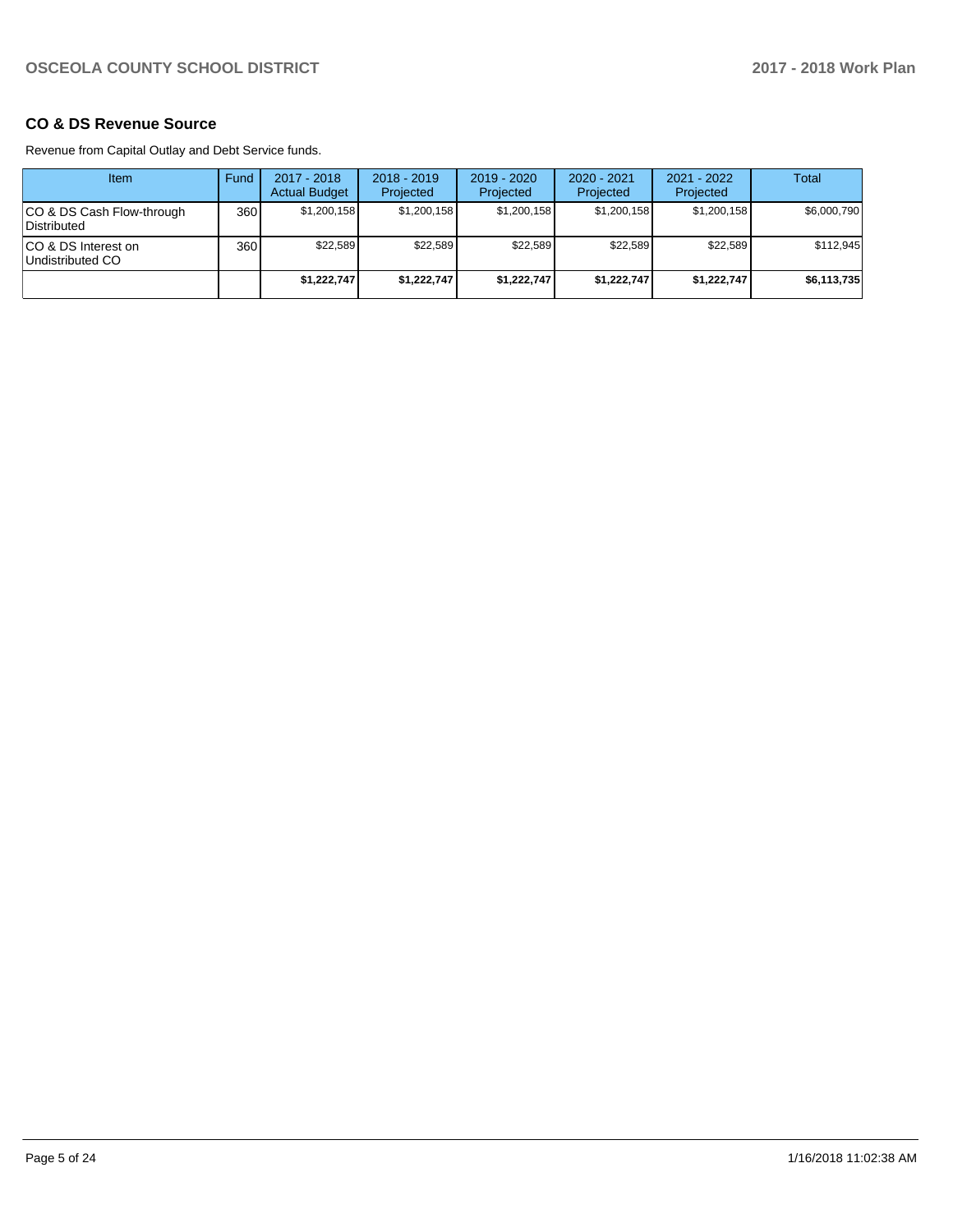## CO & DS Revenue Source

Revenue from Capital Outlay and Debt Service funds.

| Item | Fund | 2017 - 2018 Actual Budget | 2018 - 2019 Projected | 2019 - 2020 Projected | 2020 - 2021 Projected | 2021 - 2022 Projected | Total |
|---|---|---|---|---|---|---|---|
| CO & DS Cash Flow-through Distributed | 360 | $1,200,158 | $1,200,158 | $1,200,158 | $1,200,158 | $1,200,158 | $6,000,790 |
| CO & DS Interest on Undistributed CO | 360 | $22,589 | $22,589 | $22,589 | $22,589 | $22,589 | $112,945 |
| | | **$1,222,747** | **$1,222,747** | **$1,222,747** | **$1,222,747** | **$1,222,747** | **$6,113,735** |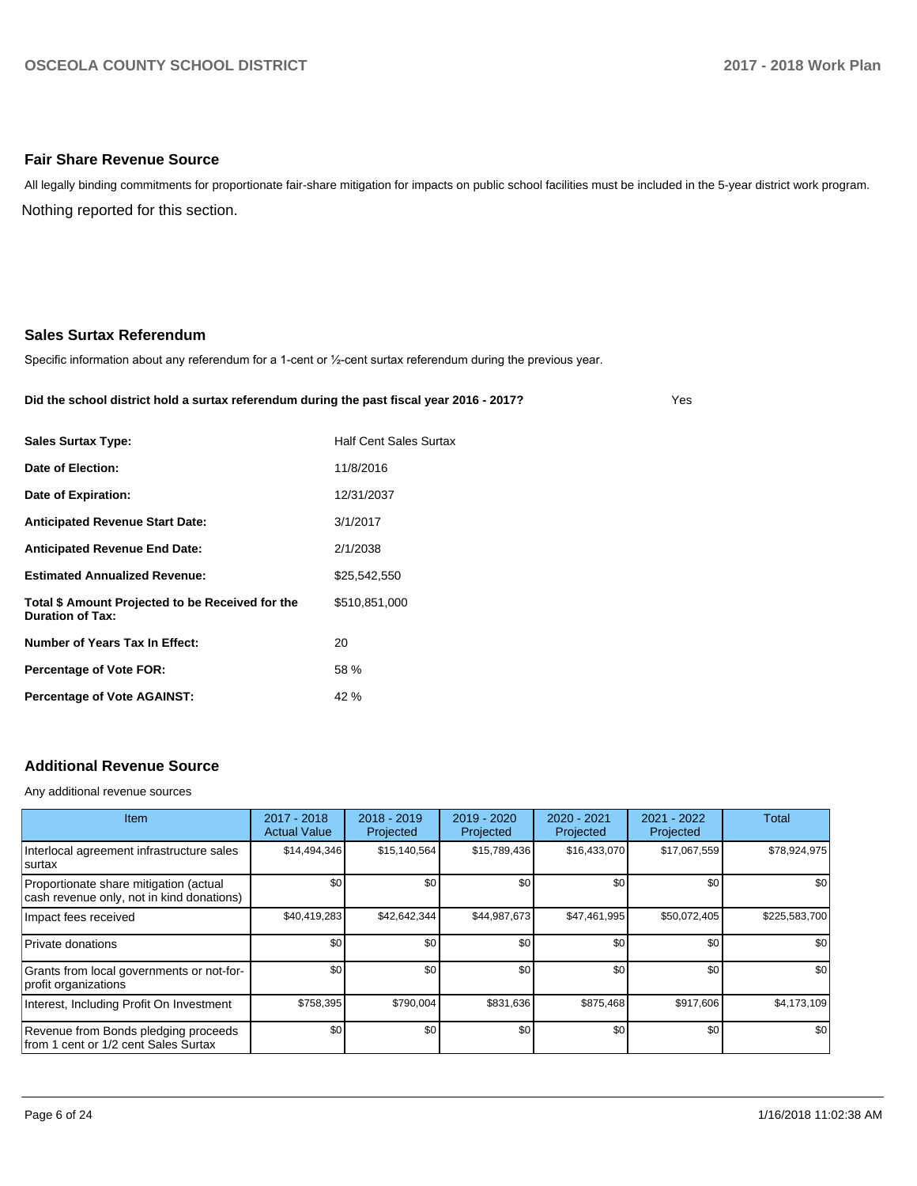## Fair Share Revenue Source

All legally binding commitments for proportionate fair-share mitigation for impacts on public school facilities must be included in the 5-year district work program.

Nothing reported for this section.

## Sales Surtax Referendum

Specific information about any referendum for a 1-cent or ½-cent surtax referendum during the previous year.

**Did the school district hold a surtax referendum during the past fiscal year 2016 - 2017?** Yes

| | |
|---|---|
| **Sales Surtax Type:** | Half Cent Sales Surtax |
| **Date of Election:** | 11/8/2016 |
| **Date of Expiration:** | 12/31/2037 |
| **Anticipated Revenue Start Date:** | 3/1/2017 |
| **Anticipated Revenue End Date:** | 2/1/2038 |
| **Estimated Annualized Revenue:** | $25,542,550 |
| **Total $ Amount Projected to be Received for the Duration of Tax:** | $510,851,000 |
| **Number of Years Tax In Effect:** | 20 |
| **Percentage of Vote FOR:** | 58 % |
| **Percentage of Vote AGAINST:** | 42 % |

## Additional Revenue Source

Any additional revenue sources

| Item | 2017 - 2018 Actual Value | 2018 - 2019 Projected | 2019 - 2020 Projected | 2020 - 2021 Projected | 2021 - 2022 Projected | Total |
|---|---|---|---|---|---|---|
| Interlocal agreement infrastructure sales surtax | $14,494,346 | $15,140,564 | $15,789,436 | $16,433,070 | $17,067,559 | $78,924,975 |
| Proportionate share mitigation (actual cash revenue only, not in kind donations) | $0 | $0 | $0 | $0 | $0 | $0 |
| Impact fees received | $40,419,283 | $42,642,344 | $44,987,673 | $47,461,995 | $50,072,405 | $225,583,700 |
| Private donations | $0 | $0 | $0 | $0 | $0 | $0 |
| Grants from local governments or not-for-profit organizations | $0 | $0 | $0 | $0 | $0 | $0 |
| Interest, Including Profit On Investment | $758,395 | $790,004 | $831,636 | $875,468 | $917,606 | $4,173,109 |
| Revenue from Bonds pledging proceeds from 1 cent or 1/2 cent Sales Surtax | $0 | $0 | $0 | $0 | $0 | $0 |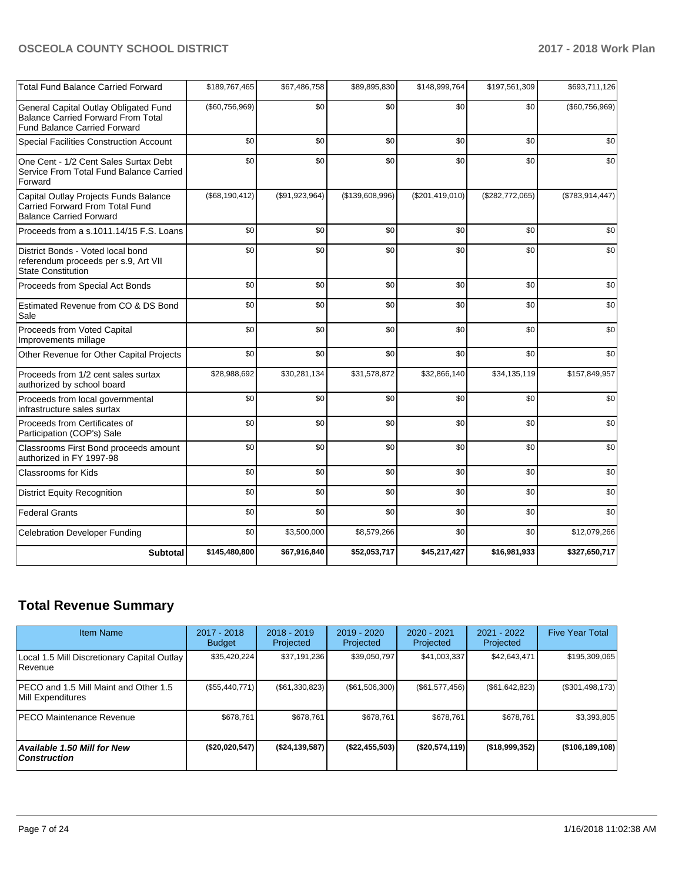| | | | | | | |
|---|---|---|---|---|---|---|
| Total Fund Balance Carried Forward | $189,767,465 | $67,486,758 | $89,895,830 | $148,999,764 | $197,561,309 | $693,711,126 |
| General Capital Outlay Obligated Fund Balance Carried Forward From Total Fund Balance Carried Forward | ($60,756,969) | $0 | $0 | $0 | $0 | ($60,756,969) |
| Special Facilities Construction Account | $0 | $0 | $0 | $0 | $0 | $0 |
| One Cent - 1/2 Cent Sales Surtax Debt Service From Total Fund Balance Carried Forward | $0 | $0 | $0 | $0 | $0 | $0 |
| Capital Outlay Projects Funds Balance Carried Forward From Total Fund Balance Carried Forward | ($68,190,412) | ($91,923,964) | ($139,608,996) | ($201,419,010) | ($282,772,065) | ($783,914,447) |
| Proceeds from a s.1011.14/15 F.S. Loans | $0 | $0 | $0 | $0 | $0 | $0 |
| District Bonds - Voted local bond referendum proceeds per s.9, Art VII State Constitution | $0 | $0 | $0 | $0 | $0 | $0 |
| Proceeds from Special Act Bonds | $0 | $0 | $0 | $0 | $0 | $0 |
| Estimated Revenue from CO & DS Bond Sale | $0 | $0 | $0 | $0 | $0 | $0 |
| Proceeds from Voted Capital Improvements millage | $0 | $0 | $0 | $0 | $0 | $0 |
| Other Revenue for Other Capital Projects | $0 | $0 | $0 | $0 | $0 | $0 |
| Proceeds from 1/2 cent sales surtax authorized by school board | $28,988,692 | $30,281,134 | $31,578,872 | $32,866,140 | $34,135,119 | $157,849,957 |
| Proceeds from local governmental infrastructure sales surtax | $0 | $0 | $0 | $0 | $0 | $0 |
| Proceeds from Certificates of Participation (COP's) Sale | $0 | $0 | $0 | $0 | $0 | $0 |
| Classrooms First Bond proceeds amount authorized in FY 1997-98 | $0 | $0 | $0 | $0 | $0 | $0 |
| Classrooms for Kids | $0 | $0 | $0 | $0 | $0 | $0 |
| District Equity Recognition | $0 | $0 | $0 | $0 | $0 | $0 |
| Federal Grants | $0 | $0 | $0 | $0 | $0 | $0 |
| Celebration Developer Funding | $0 | $3,500,000 | $8,579,266 | $0 | $0 | $12,079,266 |
| **Subtotal** | **$145,480,800** | **$67,916,840** | **$52,053,717** | **$45,217,427** | **$16,981,933** | **$327,650,717** |

## Total Revenue Summary

| Item Name | 2017 - 2018 Budget | 2018 - 2019 Projected | 2019 - 2020 Projected | 2020 - 2021 Projected | 2021 - 2022 Projected | Five Year Total |
|---|---|---|---|---|---|---|
| Local 1.5 Mill Discretionary Capital Outlay Revenue | $35,420,224 | $37,191,236 | $39,050,797 | $41,003,337 | $42,643,471 | $195,309,065 |
| PECO and 1.5 Mill Maint and Other 1.5 Mill Expenditures | ($55,440,771) | ($61,330,823) | ($61,506,300) | ($61,577,456) | ($61,642,823) | ($301,498,173) |
| PECO Maintenance Revenue | $678,761 | $678,761 | $678,761 | $678,761 | $678,761 | $3,393,805 |
| ***Available 1.50 Mill for New Construction*** | **($20,020,547)** | **($24,139,587)** | **($22,455,503)** | **($20,574,119)** | **($18,999,352)** | **($106,189,108)** |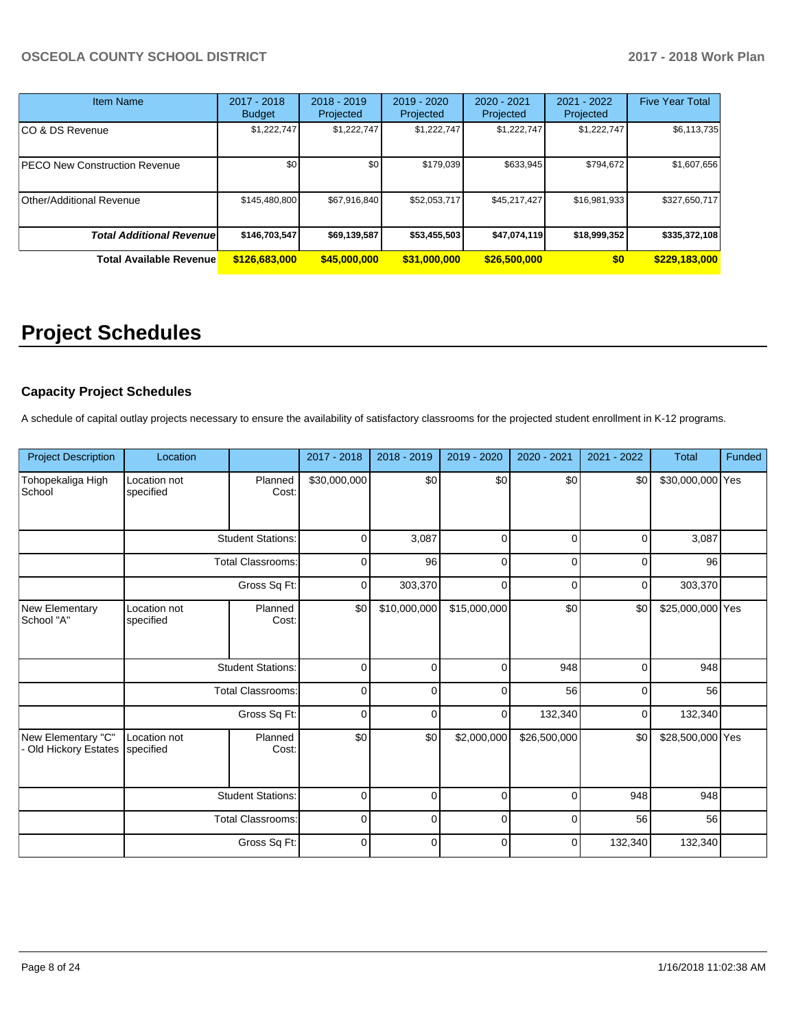| Item Name | 2017 - 2018 Budget | 2018 - 2019 Projected | 2019 - 2020 Projected | 2020 - 2021 Projected | 2021 - 2022 Projected | Five Year Total |
|---|---|---|---|---|---|---|
| CO & DS Revenue | $1,222,747 | $1,222,747 | $1,222,747 | $1,222,747 | $1,222,747 | $6,113,735 |
| PECO New Construction Revenue | $0 | $0 | $179,039 | $633,945 | $794,672 | $1,607,656 |
| Other/Additional Revenue | $145,480,800 | $67,916,840 | $52,053,717 | $45,217,427 | $16,981,933 | $327,650,717 |
| ***Total Additional Revenue*** | **$146,703,547** | **$69,139,587** | **$53,455,503** | **$47,074,119** | **$18,999,352** | **$335,372,108** |
| **Total Available Revenue** | **$126,683,000** | **$45,000,000** | **$31,000,000** | **$26,500,000** | **$0** | **$229,183,000** |

# Project Schedules

### Capacity Project Schedules

A schedule of capital outlay projects necessary to ensure the availability of satisfactory classrooms for the projected student enrollment in K-12 programs.

| Project Description | Location | | 2017 - 2018 | 2018 - 2019 | 2019 - 2020 | 2020 - 2021 | 2021 - 2022 | Total | Funded |
|---|---|---|---|---|---|---|---|---|---|
| Tohopekaliga High School | Location not specified | Planned Cost: | $30,000,000 | $0 | $0 | $0 | $0 | $30,000,000 | Yes |
| | | Student Stations: | 0 | 3,087 | 0 | 0 | 0 | 3,087 | |
| | | Total Classrooms: | 0 | 96 | 0 | 0 | 0 | 96 | |
| | | Gross Sq Ft: | 0 | 303,370 | 0 | 0 | 0 | 303,370 | |
| New Elementary School "A" | Location not specified | Planned Cost: | $0 | $10,000,000 | $15,000,000 | $0 | $0 | $25,000,000 | Yes |
| | | Student Stations: | 0 | 0 | 0 | 948 | 0 | 948 | |
| | | Total Classrooms: | 0 | 0 | 0 | 56 | 0 | 56 | |
| | | Gross Sq Ft: | 0 | 0 | 0 | 132,340 | 0 | 132,340 | |
| New Elementary "C" - Old Hickory Estates | Location not specified | Planned Cost: | $0 | $0 | $2,000,000 | $26,500,000 | $0 | $28,500,000 | Yes |
| | | Student Stations: | 0 | 0 | 0 | 0 | 948 | 948 | |
| | | Total Classrooms: | 0 | 0 | 0 | 0 | 56 | 56 | |
| | | Gross Sq Ft: | 0 | 0 | 0 | 0 | 132,340 | 132,340 | |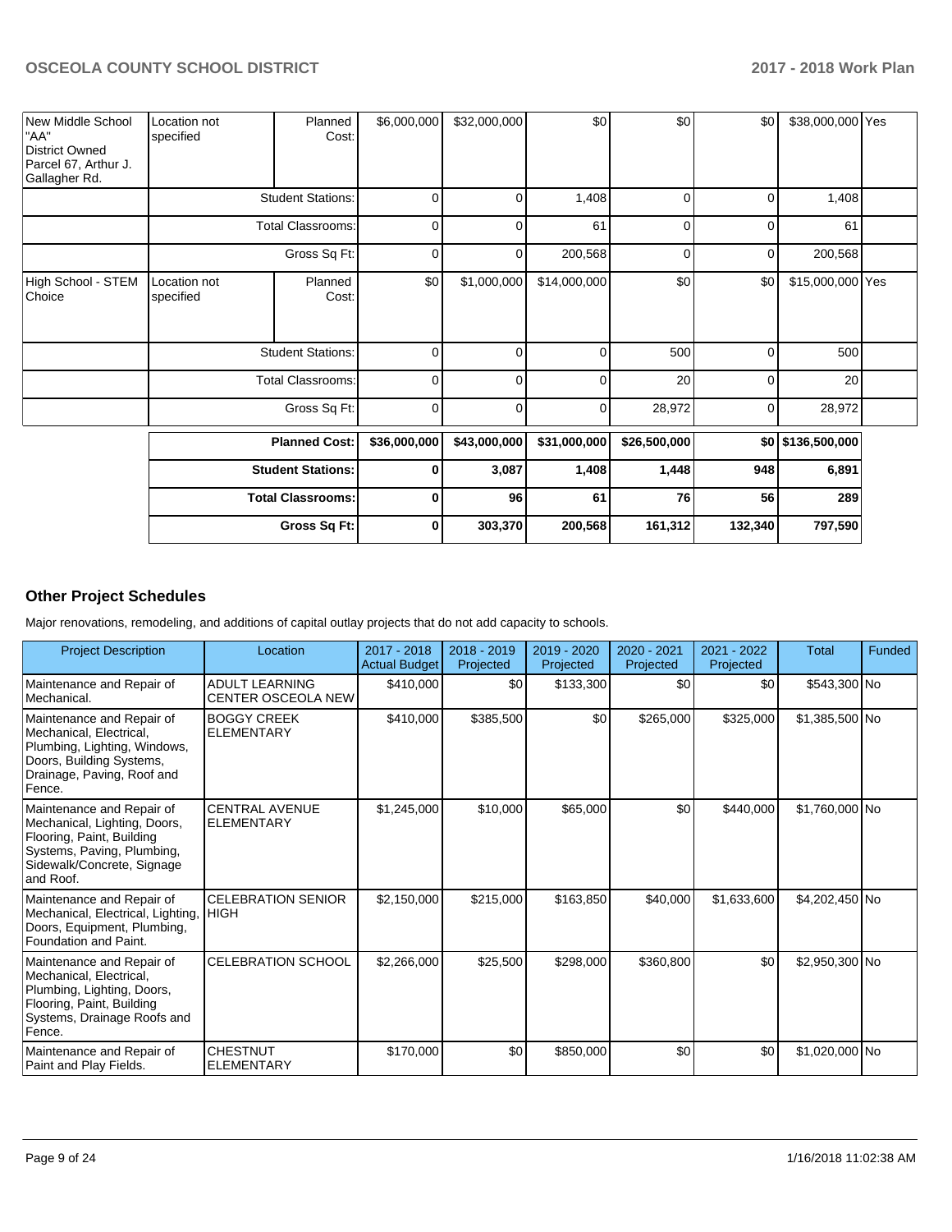| | | | | | | | | | |
|---|---|---|---|---|---|---|---|---|---|
| New Middle School "AA" District Owned Parcel 67, Arthur J. Gallagher Rd. | Location not specified | Planned Cost: | $6,000,000 | $32,000,000 | $0 | $0 | $0 | $38,000,000 | Yes |
| | Student Stations: | | 0 | 0 | 1,408 | 0 | 0 | 1,408 | |
| | Total Classrooms: | | 0 | 0 | 61 | 0 | 0 | 61 | |
| | Gross Sq Ft: | | 0 | 0 | 200,568 | 0 | 0 | 200,568 | |
| High School - STEM Choice | Location not specified | Planned Cost: | $0 | $1,000,000 | $14,000,000 | $0 | $0 | $15,000,000 | Yes |
| | Student Stations: | | 0 | 0 | 0 | 500 | 0 | 500 | |
| | Total Classrooms: | | 0 | 0 | 0 | 20 | 0 | 20 | |
| | Gross Sq Ft: | | 0 | 0 | 0 | 28,972 | 0 | 28,972 | |
| | **Planned Cost:** | | **$36,000,000** | **$43,000,000** | **$31,000,000** | **$26,500,000** | **$0** | **$136,500,000** | |
| | **Student Stations:** | | **0** | **3,087** | **1,408** | **1,448** | **948** | **6,891** | |
| | **Total Classrooms:** | | **0** | **96** | **61** | **76** | **56** | **289** | |
| | **Gross Sq Ft:** | | **0** | **303,370** | **200,568** | **161,312** | **132,340** | **797,590** | |

## Other Project Schedules

Major renovations, remodeling, and additions of capital outlay projects that do not add capacity to schools.

| Project Description | Location | 2017 - 2018 Actual Budget | 2018 - 2019 Projected | 2019 - 2020 Projected | 2020 - 2021 Projected | 2021 - 2022 Projected | Total | Funded |
|---|---|---|---|---|---|---|---|---|
| Maintenance and Repair of Mechanical. | ADULT LEARNING CENTER OSCEOLA NEW | $410,000 | $0 | $133,300 | $0 | $0 | $543,300 | No |
| Maintenance and Repair of Mechanical, Electrical, Plumbing, Lighting, Windows, Doors, Building Systems, Drainage, Paving, Roof and Fence. | BOGGY CREEK ELEMENTARY | $410,000 | $385,500 | $0 | $265,000 | $325,000 | $1,385,500 | No |
| Maintenance and Repair of Mechanical, Lighting, Doors, Flooring, Paint, Building Systems, Paving, Plumbing, Sidewalk/Concrete, Signage and Roof. | CENTRAL AVENUE ELEMENTARY | $1,245,000 | $10,000 | $65,000 | $0 | $440,000 | $1,760,000 | No |
| Maintenance and Repair of Mechanical, Electrical, Lighting, Doors, Equipment, Plumbing, Foundation and Paint. | CELEBRATION SENIOR HIGH | $2,150,000 | $215,000 | $163,850 | $40,000 | $1,633,600 | $4,202,450 | No |
| Maintenance and Repair of Mechanical, Electrical, Plumbing, Lighting, Doors, Flooring, Paint, Building Systems, Drainage Roofs and Fence. | CELEBRATION SCHOOL | $2,266,000 | $25,500 | $298,000 | $360,800 | $0 | $2,950,300 | No |
| Maintenance and Repair of Paint and Play Fields. | CHESTNUT ELEMENTARY | $170,000 | $0 | $850,000 | $0 | $0 | $1,020,000 | No |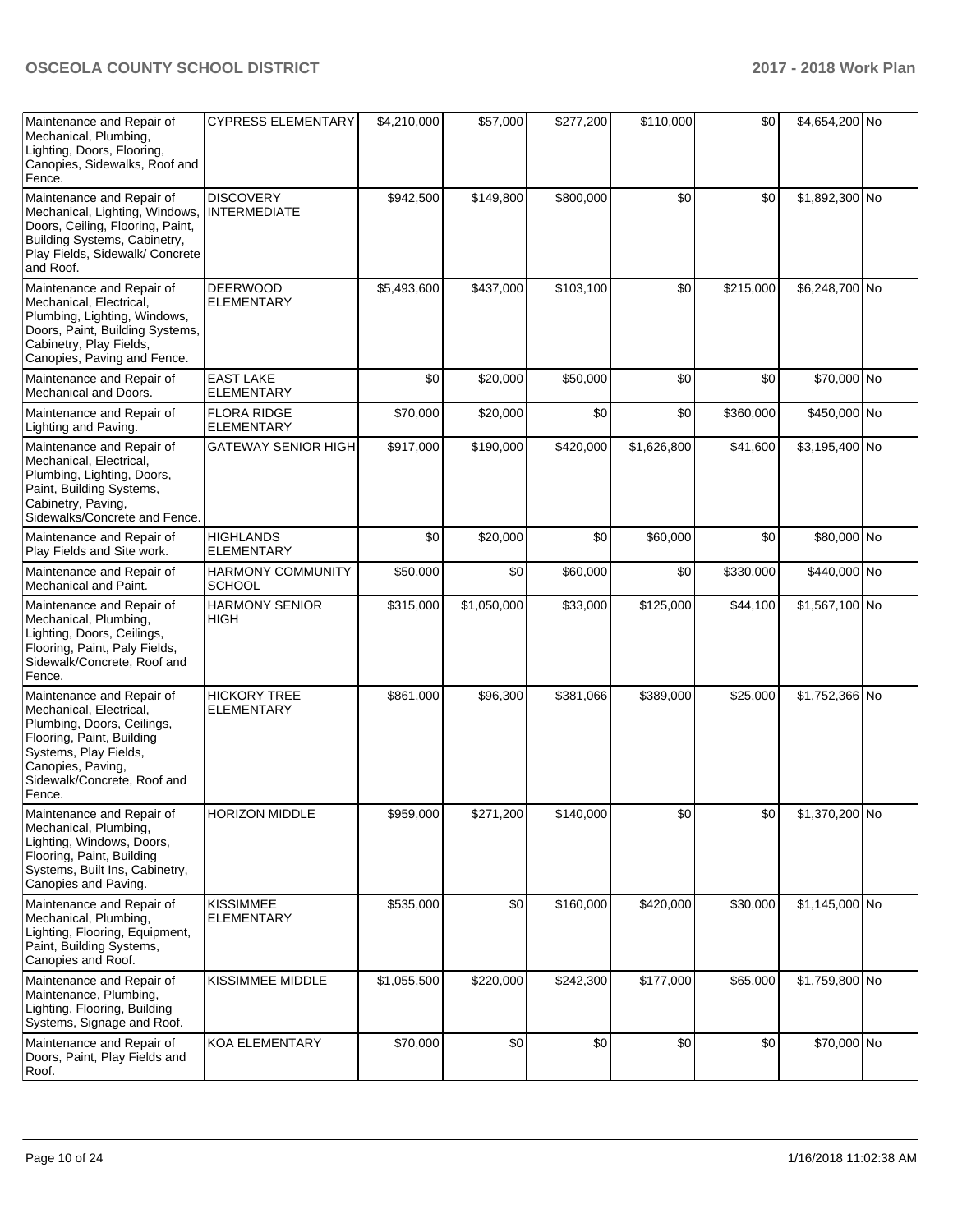| | | | | | | | | |
|---|---|---|---|---|---|---|---|---|
| Maintenance and Repair of Mechanical, Plumbing, Lighting, Doors, Flooring, Canopies, Sidewalks, Roof and Fence. | CYPRESS ELEMENTARY | $4,210,000 | $57,000 | $277,200 | $110,000 | $0 | $4,654,200 | No |
| Maintenance and Repair of Mechanical, Lighting, Windows, Doors, Ceiling, Flooring, Paint, Building Systems, Cabinetry, Play Fields, Sidewalk/ Concrete and Roof. | DISCOVERY INTERMEDIATE | $942,500 | $149,800 | $800,000 | $0 | $0 | $1,892,300 | No |
| Maintenance and Repair of Mechanical, Electrical, Plumbing, Lighting, Windows, Doors, Paint, Building Systems, Cabinetry, Play Fields, Canopies, Paving and Fence. | DEERWOOD ELEMENTARY | $5,493,600 | $437,000 | $103,100 | $0 | $215,000 | $6,248,700 | No |
| Maintenance and Repair of Mechanical and Doors. | EAST LAKE ELEMENTARY | $0 | $20,000 | $50,000 | $0 | $0 | $70,000 | No |
| Maintenance and Repair of Lighting and Paving. | FLORA RIDGE ELEMENTARY | $70,000 | $20,000 | $0 | $0 | $360,000 | $450,000 | No |
| Maintenance and Repair of Mechanical, Electrical, Plumbing, Lighting, Doors, Paint, Building Systems, Cabinetry, Paving, Sidewalks/Concrete and Fence. | GATEWAY SENIOR HIGH | $917,000 | $190,000 | $420,000 | $1,626,800 | $41,600 | $3,195,400 | No |
| Maintenance and Repair of Play Fields and Site work. | HIGHLANDS ELEMENTARY | $0 | $20,000 | $0 | $60,000 | $0 | $80,000 | No |
| Maintenance and Repair of Mechanical and Paint. | HARMONY COMMUNITY SCHOOL | $50,000 | $0 | $60,000 | $0 | $330,000 | $440,000 | No |
| Maintenance and Repair of Mechanical, Plumbing, Lighting, Doors, Ceilings, Flooring, Paint, Paly Fields, Sidewalk/Concrete, Roof and Fence. | HARMONY SENIOR HIGH | $315,000 | $1,050,000 | $33,000 | $125,000 | $44,100 | $1,567,100 | No |
| Maintenance and Repair of Mechanical, Electrical, Plumbing, Doors, Ceilings, Flooring, Paint, Building Systems, Play Fields, Canopies, Paving, Sidewalk/Concrete, Roof and Fence. | HICKORY TREE ELEMENTARY | $861,000 | $96,300 | $381,066 | $389,000 | $25,000 | $1,752,366 | No |
| Maintenance and Repair of Mechanical, Plumbing, Lighting, Windows, Doors, Flooring, Paint, Building Systems, Built Ins, Cabinetry, Canopies and Paving. | HORIZON MIDDLE | $959,000 | $271,200 | $140,000 | $0 | $0 | $1,370,200 | No |
| Maintenance and Repair of Mechanical, Plumbing, Lighting, Flooring, Equipment, Paint, Building Systems, Canopies and Roof. | KISSIMMEE ELEMENTARY | $535,000 | $0 | $160,000 | $420,000 | $30,000 | $1,145,000 | No |
| Maintenance and Repair of Maintenance, Plumbing, Lighting, Flooring, Building Systems, Signage and Roof. | KISSIMMEE MIDDLE | $1,055,500 | $220,000 | $242,300 | $177,000 | $65,000 | $1,759,800 | No |
| Maintenance and Repair of Doors, Paint, Play Fields and Roof. | KOA ELEMENTARY | $70,000 | $0 | $0 | $0 | $0 | $70,000 | No |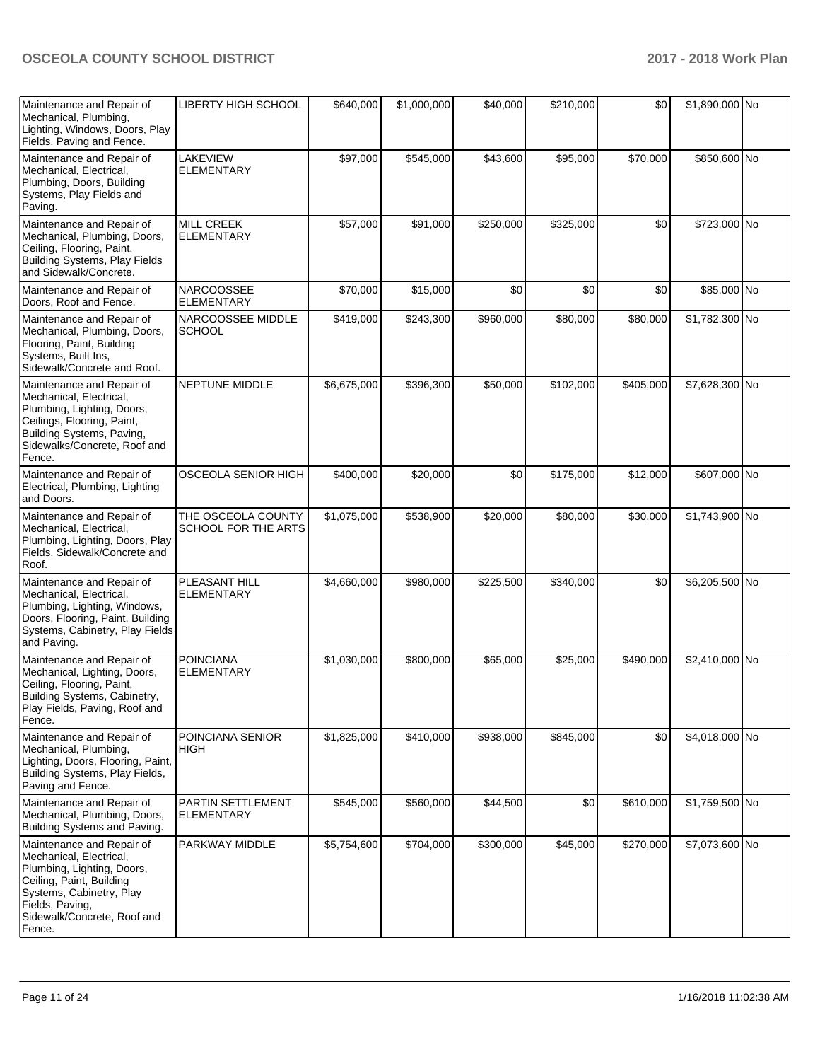| | | | | | | | | |
|---|---|---|---|---|---|---|---|---|
| Maintenance and Repair of Mechanical, Plumbing, Lighting, Windows, Doors, Play Fields, Paving and Fence. | LIBERTY HIGH SCHOOL | $640,000 | $1,000,000 | $40,000 | $210,000 | $0 | $1,890,000 | No |
| Maintenance and Repair of Mechanical, Electrical, Plumbing, Doors, Building Systems, Play Fields and Paving. | LAKEVIEW ELEMENTARY | $97,000 | $545,000 | $43,600 | $95,000 | $70,000 | $850,600 | No |
| Maintenance and Repair of Mechanical, Plumbing, Doors, Ceiling, Flooring, Paint, Building Systems, Play Fields and Sidewalk/Concrete. | MILL CREEK ELEMENTARY | $57,000 | $91,000 | $250,000 | $325,000 | $0 | $723,000 | No |
| Maintenance and Repair of Doors, Roof and Fence. | NARCOOSSEE ELEMENTARY | $70,000 | $15,000 | $0 | $0 | $0 | $85,000 | No |
| Maintenance and Repair of Mechanical, Plumbing, Doors, Flooring, Paint, Building Systems, Built Ins, Sidewalk/Concrete and Roof. | NARCOOSSEE MIDDLE SCHOOL | $419,000 | $243,300 | $960,000 | $80,000 | $80,000 | $1,782,300 | No |
| Maintenance and Repair of Mechanical, Electrical, Plumbing, Lighting, Doors, Ceilings, Flooring, Paint, Building Systems, Paving, Sidewalks/Concrete, Roof and Fence. | NEPTUNE MIDDLE | $6,675,000 | $396,300 | $50,000 | $102,000 | $405,000 | $7,628,300 | No |
| Maintenance and Repair of Electrical, Plumbing, Lighting and Doors. | OSCEOLA SENIOR HIGH | $400,000 | $20,000 | $0 | $175,000 | $12,000 | $607,000 | No |
| Maintenance and Repair of Mechanical, Electrical, Plumbing, Lighting, Doors, Play Fields, Sidewalk/Concrete and Roof. | THE OSCEOLA COUNTY SCHOOL FOR THE ARTS | $1,075,000 | $538,900 | $20,000 | $80,000 | $30,000 | $1,743,900 | No |
| Maintenance and Repair of Mechanical, Electrical, Plumbing, Lighting, Windows, Doors, Flooring, Paint, Building Systems, Cabinetry, Play Fields and Paving. | PLEASANT HILL ELEMENTARY | $4,660,000 | $980,000 | $225,500 | $340,000 | $0 | $6,205,500 | No |
| Maintenance and Repair of Mechanical, Lighting, Doors, Ceiling, Flooring, Paint, Building Systems, Cabinetry, Play Fields, Paving, Roof and Fence. | POINCIANA ELEMENTARY | $1,030,000 | $800,000 | $65,000 | $25,000 | $490,000 | $2,410,000 | No |
| Maintenance and Repair of Mechanical, Plumbing, Lighting, Doors, Flooring, Paint, Building Systems, Play Fields, Paving and Fence. | POINCIANA SENIOR HIGH | $1,825,000 | $410,000 | $938,000 | $845,000 | $0 | $4,018,000 | No |
| Maintenance and Repair of Mechanical, Plumbing, Doors, Building Systems and Paving. | PARTIN SETTLEMENT ELEMENTARY | $545,000 | $560,000 | $44,500 | $0 | $610,000 | $1,759,500 | No |
| Maintenance and Repair of Mechanical, Electrical, Plumbing, Lighting, Doors, Ceiling, Paint, Building Systems, Cabinetry, Play Fields, Paving, Sidewalk/Concrete, Roof and Fence. | PARKWAY MIDDLE | $5,754,600 | $704,000 | $300,000 | $45,000 | $270,000 | $7,073,600 | No |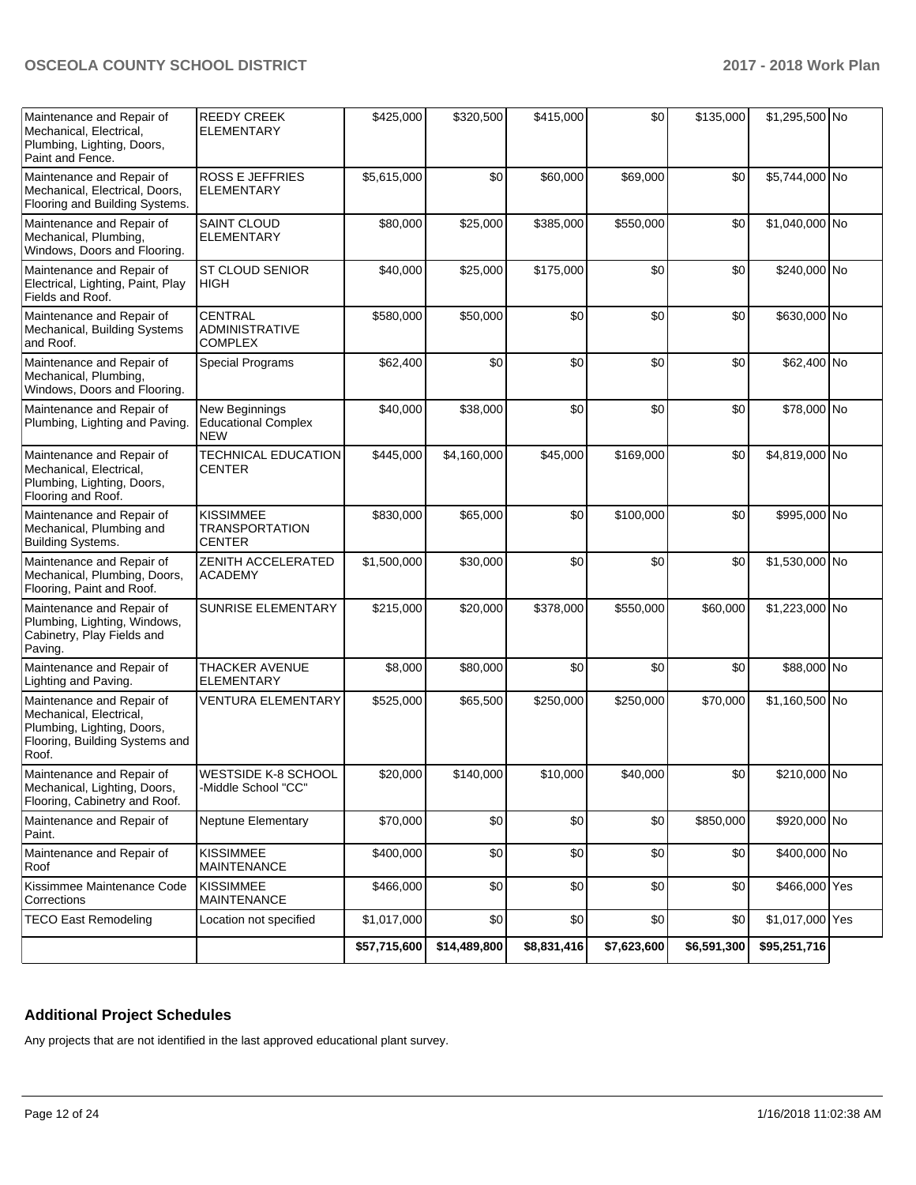| Maintenance and Repair of Mechanical, Electrical, Plumbing, Lighting, Doors, Paint and Fence. | REEDY CREEK ELEMENTARY | $425,000 | $320,500 | $415,000 | $0 | $135,000 | $1,295,500 | No |
|---|---|---|---|---|---|---|---|---|
| Maintenance and Repair of Mechanical, Electrical, Doors, Flooring and Building Systems. | ROSS E JEFFRIES ELEMENTARY | $5,615,000 | $0 | $60,000 | $69,000 | $0 | $5,744,000 | No |
| Maintenance and Repair of Mechanical, Plumbing, Windows, Doors and Flooring. | SAINT CLOUD ELEMENTARY | $80,000 | $25,000 | $385,000 | $550,000 | $0 | $1,040,000 | No |
| Maintenance and Repair of Electrical, Lighting, Paint, Play Fields and Roof. | ST CLOUD SENIOR HIGH | $40,000 | $25,000 | $175,000 | $0 | $0 | $240,000 | No |
| Maintenance and Repair of Mechanical, Building Systems and Roof. | CENTRAL ADMINISTRATIVE COMPLEX | $580,000 | $50,000 | $0 | $0 | $0 | $630,000 | No |
| Maintenance and Repair of Mechanical, Plumbing, Windows, Doors and Flooring. | Special Programs | $62,400 | $0 | $0 | $0 | $0 | $62,400 | No |
| Maintenance and Repair of Plumbing, Lighting and Paving. | New Beginnings Educational Complex NEW | $40,000 | $38,000 | $0 | $0 | $0 | $78,000 | No |
| Maintenance and Repair of Mechanical, Electrical, Plumbing, Lighting, Doors, Flooring and Roof. | TECHNICAL EDUCATION CENTER | $445,000 | $4,160,000 | $45,000 | $169,000 | $0 | $4,819,000 | No |
| Maintenance and Repair of Mechanical, Plumbing and Building Systems. | KISSIMMEE TRANSPORTATION CENTER | $830,000 | $65,000 | $0 | $100,000 | $0 | $995,000 | No |
| Maintenance and Repair of Mechanical, Plumbing, Doors, Flooring, Paint and Roof. | ZENITH ACCELERATED ACADEMY | $1,500,000 | $30,000 | $0 | $0 | $0 | $1,530,000 | No |
| Maintenance and Repair of Plumbing, Lighting, Windows, Cabinetry, Play Fields and Paving. | SUNRISE ELEMENTARY | $215,000 | $20,000 | $378,000 | $550,000 | $60,000 | $1,223,000 | No |
| Maintenance and Repair of Lighting and Paving. | THACKER AVENUE ELEMENTARY | $8,000 | $80,000 | $0 | $0 | $0 | $88,000 | No |
| Maintenance and Repair of Mechanical, Electrical, Plumbing, Lighting, Doors, Flooring, Building Systems and Roof. | VENTURA ELEMENTARY | $525,000 | $65,500 | $250,000 | $250,000 | $70,000 | $1,160,500 | No |
| Maintenance and Repair of Mechanical, Lighting, Doors, Flooring, Cabinetry and Roof. | WESTSIDE K-8 SCHOOL -Middle School "CC" | $20,000 | $140,000 | $10,000 | $40,000 | $0 | $210,000 | No |
| Maintenance and Repair of Paint. | Neptune Elementary | $70,000 | $0 | $0 | $0 | $850,000 | $920,000 | No |
| Maintenance and Repair of Roof | KISSIMMEE MAINTENANCE | $400,000 | $0 | $0 | $0 | $0 | $400,000 | No |
| Kissimmee Maintenance Code Corrections | KISSIMMEE MAINTENANCE | $466,000 | $0 | $0 | $0 | $0 | $466,000 | Yes |
| TECO East Remodeling | Location not specified | $1,017,000 | $0 | $0 | $0 | $0 | $1,017,000 | Yes |
| | | **$57,715,600** | **$14,489,800** | **$8,831,416** | **$7,623,600** | **$6,591,300** | **$95,251,716** | |

### Additional Project Schedules

Any projects that are not identified in the last approved educational plant survey.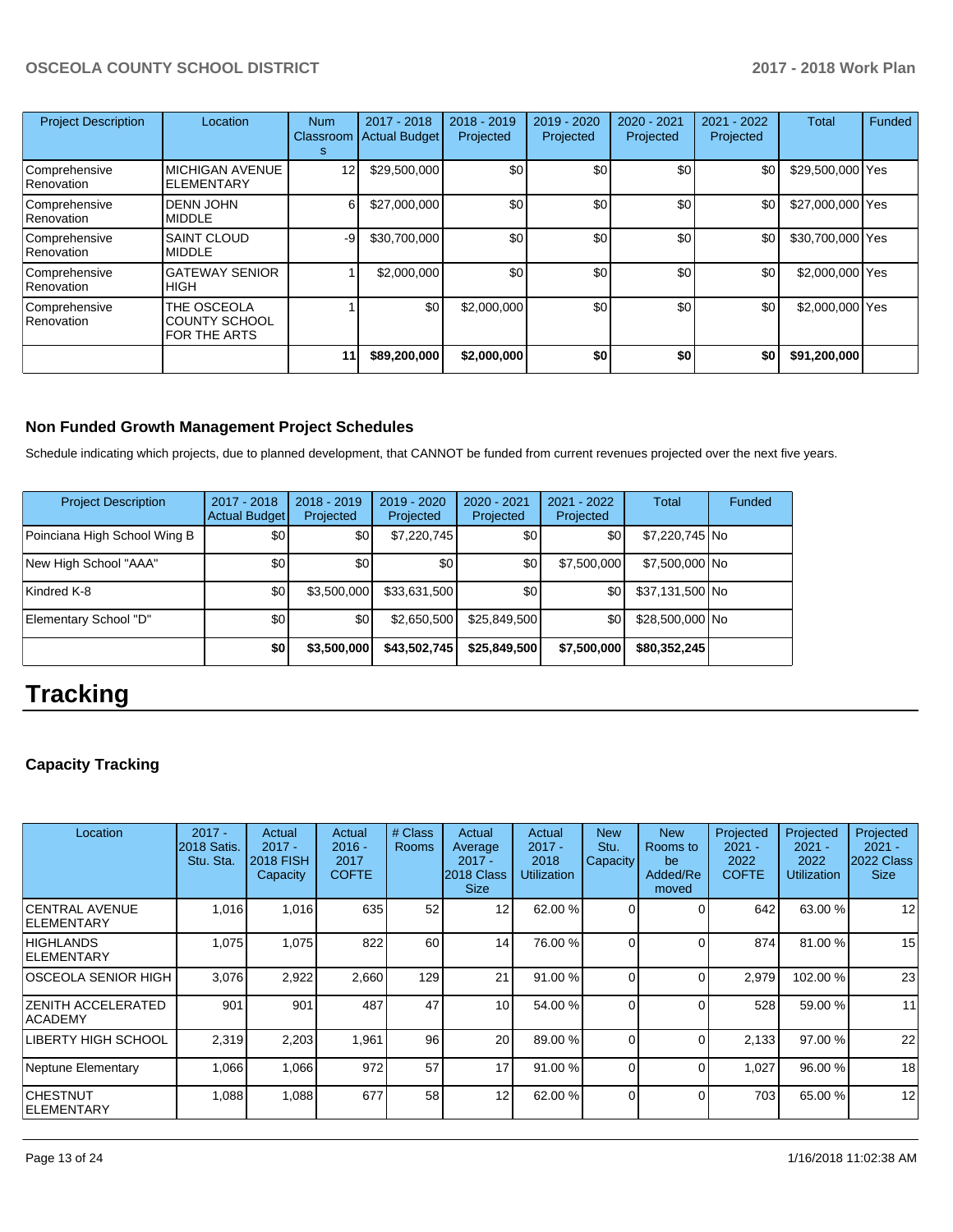| Project Description | Location | Num Classrooms | 2017 - 2018 Actual Budget | 2018 - 2019 Projected | 2019 - 2020 Projected | 2020 - 2021 Projected | 2021 - 2022 Projected | Total | Funded |
|---|---|---|---|---|---|---|---|---|---|
| Comprehensive Renovation | MICHIGAN AVENUE ELEMENTARY | 12 | $29,500,000 | $0 | $0 | $0 | $0 | $29,500,000 | Yes |
| Comprehensive Renovation | DENN JOHN MIDDLE | 6 | $27,000,000 | $0 | $0 | $0 | $0 | $27,000,000 | Yes |
| Comprehensive Renovation | SAINT CLOUD MIDDLE | -9 | $30,700,000 | $0 | $0 | $0 | $0 | $30,700,000 | Yes |
| Comprehensive Renovation | GATEWAY SENIOR HIGH | 1 | $2,000,000 | $0 | $0 | $0 | $0 | $2,000,000 | Yes |
| Comprehensive Renovation | THE OSCEOLA COUNTY SCHOOL FOR THE ARTS | 1 | $0 | $2,000,000 | $0 | $0 | $0 | $2,000,000 | Yes |
| | | 11 | $89,200,000 | $2,000,000 | $0 | $0 | $0 | $91,200,000 | |

### Non Funded Growth Management Project Schedules

Schedule indicating which projects, due to planned development, that CANNOT be funded from current revenues projected over the next five years.

| Project Description | 2017 - 2018 Actual Budget | 2018 - 2019 Projected | 2019 - 2020 Projected | 2020 - 2021 Projected | 2021 - 2022 Projected | Total | Funded |
|---|---|---|---|---|---|---|---|
| Poinciana High School Wing B | $0 | $0 | $7,220,745 | $0 | $0 | $7,220,745 | No |
| New High School "AAA" | $0 | $0 | $0 | $0 | $7,500,000 | $7,500,000 | No |
| Kindred K-8 | $0 | $3,500,000 | $33,631,500 | $0 | $0 | $37,131,500 | No |
| Elementary School "D" | $0 | $0 | $2,650,500 | $25,849,500 | $0 | $28,500,000 | No |
| | $0 | $3,500,000 | $43,502,745 | $25,849,500 | $7,500,000 | $80,352,245 | |

# Tracking

### Capacity Tracking

| Location | 2017 - 2018 Satis. Stu. Sta. | Actual 2017 - 2018 FISH Capacity | Actual 2016 - 2017 COFTE | # Class Rooms | Actual Average 2017 - 2018 Class Size | Actual 2017 - 2018 Utilization | New Stu. Capacity | New Rooms to be Added/Removed | Projected 2021 - 2022 COFTE | Projected 2021 - 2022 Utilization | Projected 2021 - 2022 Class Size |
|---|---|---|---|---|---|---|---|---|---|---|---|
| CENTRAL AVENUE ELEMENTARY | 1,016 | 1,016 | 635 | 52 | 12 | 62.00 % | 0 | 0 | 642 | 63.00 % | 12 |
| HIGHLANDS ELEMENTARY | 1,075 | 1,075 | 822 | 60 | 14 | 76.00 % | 0 | 0 | 874 | 81.00 % | 15 |
| OSCEOLA SENIOR HIGH | 3,076 | 2,922 | 2,660 | 129 | 21 | 91.00 % | 0 | 0 | 2,979 | 102.00 % | 23 |
| ZENITH ACCELERATED ACADEMY | 901 | 901 | 487 | 47 | 10 | 54.00 % | 0 | 0 | 528 | 59.00 % | 11 |
| LIBERTY HIGH SCHOOL | 2,319 | 2,203 | 1,961 | 96 | 20 | 89.00 % | 0 | 0 | 2,133 | 97.00 % | 22 |
| Neptune Elementary | 1,066 | 1,066 | 972 | 57 | 17 | 91.00 % | 0 | 0 | 1,027 | 96.00 % | 18 |
| CHESTNUT ELEMENTARY | 1,088 | 1,088 | 677 | 58 | 12 | 62.00 % | 0 | 0 | 703 | 65.00 % | 12 |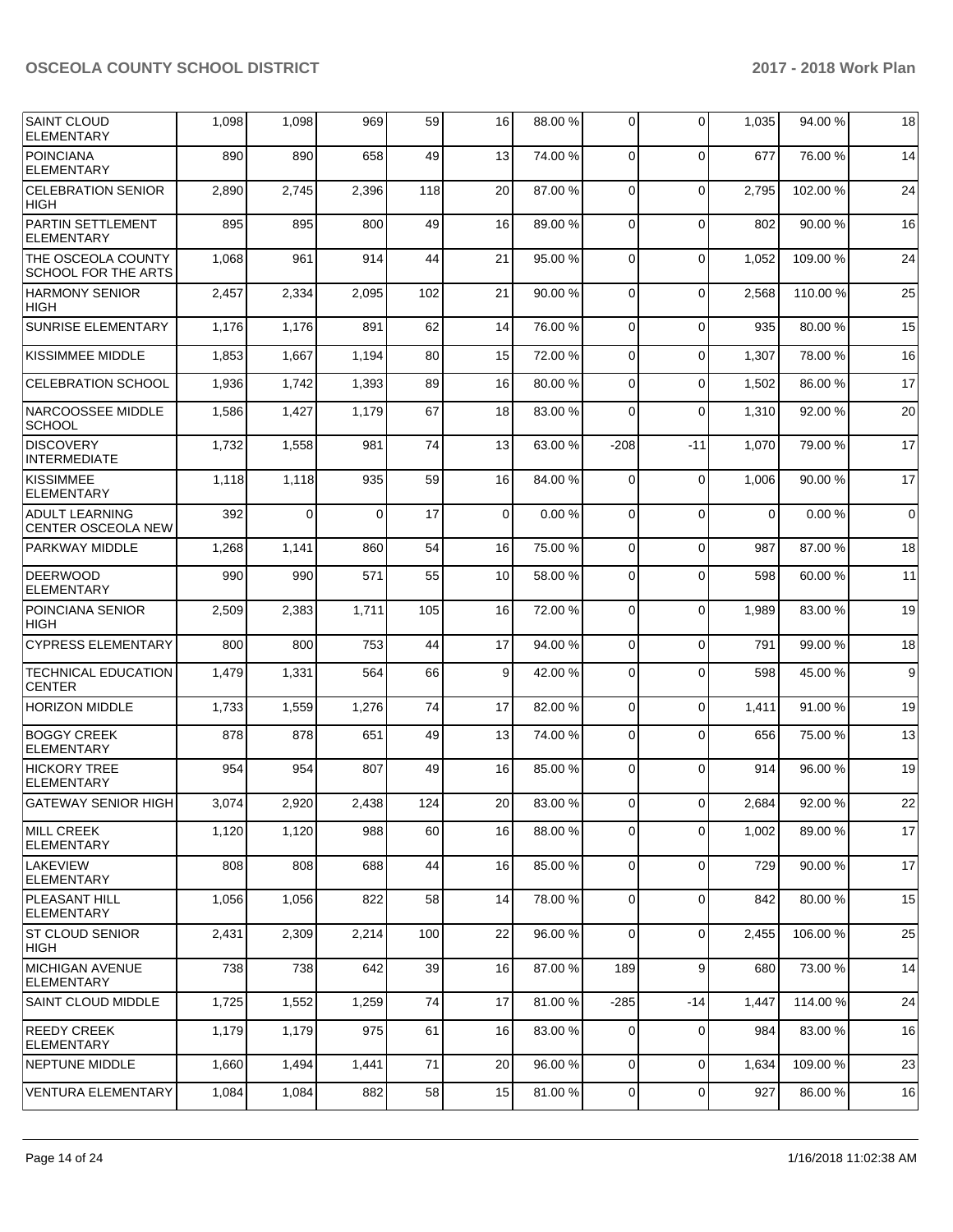| | | | | | | | | | | |
|---|---|---|---|---|---|---|---|---|---|---|
| SAINT CLOUD ELEMENTARY | 1,098 | 1,098 | 969 | 59 | 16 | 88.00 % | 0 | 0 | 1,035 | 94.00 % | 18 |
| POINCIANA ELEMENTARY | 890 | 890 | 658 | 49 | 13 | 74.00 % | 0 | 0 | 677 | 76.00 % | 14 |
| CELEBRATION SENIOR HIGH | 2,890 | 2,745 | 2,396 | 118 | 20 | 87.00 % | 0 | 0 | 2,795 | 102.00 % | 24 |
| PARTIN SETTLEMENT ELEMENTARY | 895 | 895 | 800 | 49 | 16 | 89.00 % | 0 | 0 | 802 | 90.00 % | 16 |
| THE OSCEOLA COUNTY SCHOOL FOR THE ARTS | 1,068 | 961 | 914 | 44 | 21 | 95.00 % | 0 | 0 | 1,052 | 109.00 % | 24 |
| HARMONY SENIOR HIGH | 2,457 | 2,334 | 2,095 | 102 | 21 | 90.00 % | 0 | 0 | 2,568 | 110.00 % | 25 |
| SUNRISE ELEMENTARY | 1,176 | 1,176 | 891 | 62 | 14 | 76.00 % | 0 | 0 | 935 | 80.00 % | 15 |
| KISSIMMEE MIDDLE | 1,853 | 1,667 | 1,194 | 80 | 15 | 72.00 % | 0 | 0 | 1,307 | 78.00 % | 16 |
| CELEBRATION SCHOOL | 1,936 | 1,742 | 1,393 | 89 | 16 | 80.00 % | 0 | 0 | 1,502 | 86.00 % | 17 |
| NARCOOSSEE MIDDLE SCHOOL | 1,586 | 1,427 | 1,179 | 67 | 18 | 83.00 % | 0 | 0 | 1,310 | 92.00 % | 20 |
| DISCOVERY INTERMEDIATE | 1,732 | 1,558 | 981 | 74 | 13 | 63.00 % | -208 | -11 | 1,070 | 79.00 % | 17 |
| KISSIMMEE ELEMENTARY | 1,118 | 1,118 | 935 | 59 | 16 | 84.00 % | 0 | 0 | 1,006 | 90.00 % | 17 |
| ADULT LEARNING CENTER OSCEOLA NEW | 392 | 0 | 0 | 17 | 0 | 0.00 % | 0 | 0 | 0 | 0.00 % | 0 |
| PARKWAY MIDDLE | 1,268 | 1,141 | 860 | 54 | 16 | 75.00 % | 0 | 0 | 987 | 87.00 % | 18 |
| DEERWOOD ELEMENTARY | 990 | 990 | 571 | 55 | 10 | 58.00 % | 0 | 0 | 598 | 60.00 % | 11 |
| POINCIANA SENIOR HIGH | 2,509 | 2,383 | 1,711 | 105 | 16 | 72.00 % | 0 | 0 | 1,989 | 83.00 % | 19 |
| CYPRESS ELEMENTARY | 800 | 800 | 753 | 44 | 17 | 94.00 % | 0 | 0 | 791 | 99.00 % | 18 |
| TECHNICAL EDUCATION CENTER | 1,479 | 1,331 | 564 | 66 | 9 | 42.00 % | 0 | 0 | 598 | 45.00 % | 9 |
| HORIZON MIDDLE | 1,733 | 1,559 | 1,276 | 74 | 17 | 82.00 % | 0 | 0 | 1,411 | 91.00 % | 19 |
| BOGGY CREEK ELEMENTARY | 878 | 878 | 651 | 49 | 13 | 74.00 % | 0 | 0 | 656 | 75.00 % | 13 |
| HICKORY TREE ELEMENTARY | 954 | 954 | 807 | 49 | 16 | 85.00 % | 0 | 0 | 914 | 96.00 % | 19 |
| GATEWAY SENIOR HIGH | 3,074 | 2,920 | 2,438 | 124 | 20 | 83.00 % | 0 | 0 | 2,684 | 92.00 % | 22 |
| MILL CREEK ELEMENTARY | 1,120 | 1,120 | 988 | 60 | 16 | 88.00 % | 0 | 0 | 1,002 | 89.00 % | 17 |
| LAKEVIEW ELEMENTARY | 808 | 808 | 688 | 44 | 16 | 85.00 % | 0 | 0 | 729 | 90.00 % | 17 |
| PLEASANT HILL ELEMENTARY | 1,056 | 1,056 | 822 | 58 | 14 | 78.00 % | 0 | 0 | 842 | 80.00 % | 15 |
| ST CLOUD SENIOR HIGH | 2,431 | 2,309 | 2,214 | 100 | 22 | 96.00 % | 0 | 0 | 2,455 | 106.00 % | 25 |
| MICHIGAN AVENUE ELEMENTARY | 738 | 738 | 642 | 39 | 16 | 87.00 % | 189 | 9 | 680 | 73.00 % | 14 |
| SAINT CLOUD MIDDLE | 1,725 | 1,552 | 1,259 | 74 | 17 | 81.00 % | -285 | -14 | 1,447 | 114.00 % | 24 |
| REEDY CREEK ELEMENTARY | 1,179 | 1,179 | 975 | 61 | 16 | 83.00 % | 0 | 0 | 984 | 83.00 % | 16 |
| NEPTUNE MIDDLE | 1,660 | 1,494 | 1,441 | 71 | 20 | 96.00 % | 0 | 0 | 1,634 | 109.00 % | 23 |
| VENTURA ELEMENTARY | 1,084 | 1,084 | 882 | 58 | 15 | 81.00 % | 0 | 0 | 927 | 86.00 % | 16 |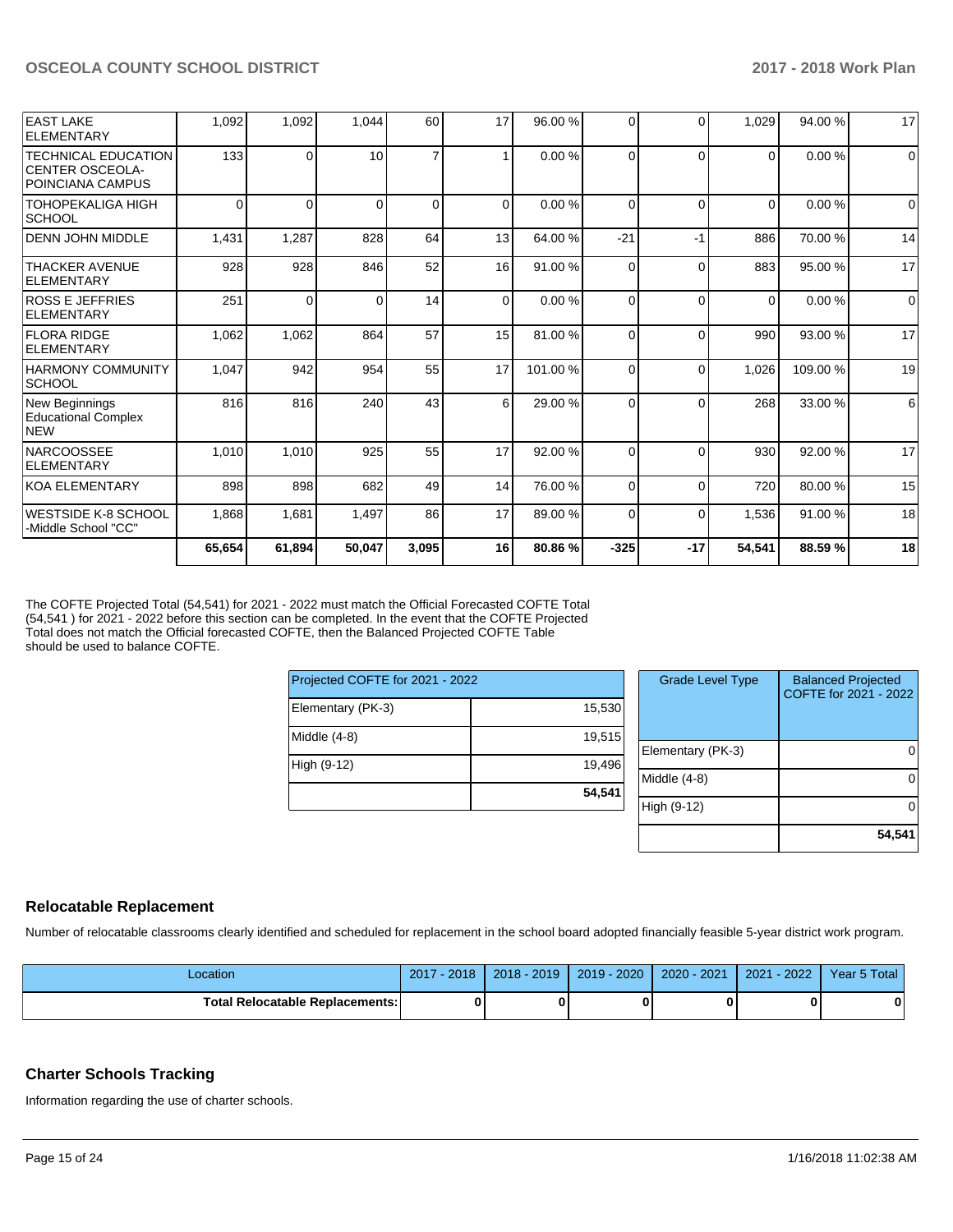| | | | | | | | | | | | |
|---|---|---|---|---|---|---|---|---|---|---|---|
| EAST LAKE ELEMENTARY | 1,092 | 1,092 | 1,044 | 60 | 17 | 96.00 % | 0 | 0 | 1,029 | 94.00 % | 17 |
| TECHNICAL EDUCATION CENTER OSCEOLA-POINCIANA CAMPUS | 133 | 0 | 10 | 7 | 1 | 0.00 % | 0 | 0 | 0 | 0.00 % | 0 |
| TOHOPEKALIGA HIGH SCHOOL | 0 | 0 | 0 | 0 | 0 | 0.00 % | 0 | 0 | 0 | 0.00 % | 0 |
| DENN JOHN MIDDLE | 1,431 | 1,287 | 828 | 64 | 13 | 64.00 % | -21 | -1 | 886 | 70.00 % | 14 |
| THACKER AVENUE ELEMENTARY | 928 | 928 | 846 | 52 | 16 | 91.00 % | 0 | 0 | 883 | 95.00 % | 17 |
| ROSS E JEFFRIES ELEMENTARY | 251 | 0 | 0 | 14 | 0 | 0.00 % | 0 | 0 | 0 | 0.00 % | 0 |
| FLORA RIDGE ELEMENTARY | 1,062 | 1,062 | 864 | 57 | 15 | 81.00 % | 0 | 0 | 990 | 93.00 % | 17 |
| HARMONY COMMUNITY SCHOOL | 1,047 | 942 | 954 | 55 | 17 | 101.00 % | 0 | 0 | 1,026 | 109.00 % | 19 |
| New Beginnings Educational Complex NEW | 816 | 816 | 240 | 43 | 6 | 29.00 % | 0 | 0 | 268 | 33.00 % | 6 |
| NARCOOSSEE ELEMENTARY | 1,010 | 1,010 | 925 | 55 | 17 | 92.00 % | 0 | 0 | 930 | 92.00 % | 17 |
| KOA ELEMENTARY | 898 | 898 | 682 | 49 | 14 | 76.00 % | 0 | 0 | 720 | 80.00 % | 15 |
| WESTSIDE K-8 SCHOOL -Middle School "CC" | 1,868 | 1,681 | 1,497 | 86 | 17 | 89.00 % | 0 | 0 | 1,536 | 91.00 % | 18 |
| | **65,654** | **61,894** | **50,047** | **3,095** | **16** | **80.86 %** | **-325** | **-17** | **54,541** | **88.59 %** | **18** |

The COFTE Projected Total (54,541) for 2021 - 2022 must match the Official Forecasted COFTE Total (54,541 ) for 2021 - 2022 before this section can be completed. In the event that the COFTE Projected Total does not match the Official forecasted COFTE, then the Balanced Projected COFTE Table should be used to balance COFTE.

| Projected COFTE for 2021 - 2022 | |
|---|---|
| Elementary (PK-3) | 15,530 |
| Middle (4-8) | 19,515 |
| High (9-12) | 19,496 |
| | **54,541** |

| Grade Level Type | Balanced Projected COFTE for 2021 - 2022 |
|---|---|
| Elementary (PK-3) | 0 |
| Middle (4-8) | 0 |
| High (9-12) | 0 |
| | **54,541** |

## Relocatable Replacement

Number of relocatable classrooms clearly identified and scheduled for replacement in the school board adopted financially feasible 5-year district work program.

| Location | 2017 - 2018 | 2018 - 2019 | 2019 - 2020 | 2020 - 2021 | 2021 - 2022 | Year 5 Total |
|---|---|---|---|---|---|---|
| **Total Relocatable Replacements:** | **0** | **0** | **0** | **0** | **0** | **0** |

## Charter Schools Tracking

Information regarding the use of charter schools.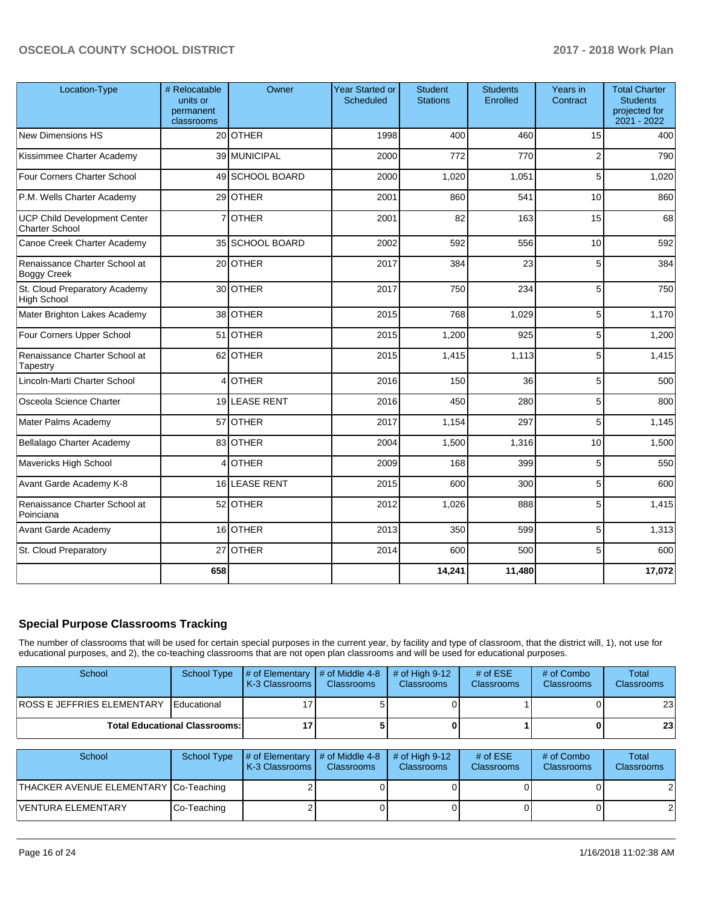| Location-Type | # Relocatable units or permanent classrooms | Owner | Year Started or Scheduled | Student Stations | Students Enrolled | Years in Contract | Total Charter Students projected for 2021 - 2022 |
|---|---|---|---|---|---|---|---|
| New Dimensions HS | 20 | OTHER | 1998 | 400 | 460 | 15 | 400 |
| Kissimmee Charter Academy | 39 | MUNICIPAL | 2000 | 772 | 770 | 2 | 790 |
| Four Corners Charter School | 49 | SCHOOL BOARD | 2000 | 1,020 | 1,051 | 5 | 1,020 |
| P.M. Wells Charter Academy | 29 | OTHER | 2001 | 860 | 541 | 10 | 860 |
| UCP Child Development Center Charter School | 7 | OTHER | 2001 | 82 | 163 | 15 | 68 |
| Canoe Creek Charter Academy | 35 | SCHOOL BOARD | 2002 | 592 | 556 | 10 | 592 |
| Renaissance Charter School at Boggy Creek | 20 | OTHER | 2017 | 384 | 23 | 5 | 384 |
| St. Cloud Preparatory Academy High School | 30 | OTHER | 2017 | 750 | 234 | 5 | 750 |
| Mater Brighton Lakes Academy | 38 | OTHER | 2015 | 768 | 1,029 | 5 | 1,170 |
| Four Corners Upper School | 51 | OTHER | 2015 | 1,200 | 925 | 5 | 1,200 |
| Renaissance Charter School at Tapestry | 62 | OTHER | 2015 | 1,415 | 1,113 | 5 | 1,415 |
| Lincoln-Marti Charter School | 4 | OTHER | 2016 | 150 | 36 | 5 | 500 |
| Osceola Science Charter | 19 | LEASE RENT | 2016 | 450 | 280 | 5 | 800 |
| Mater Palms Academy | 57 | OTHER | 2017 | 1,154 | 297 | 5 | 1,145 |
| Bellalago Charter Academy | 83 | OTHER | 2004 | 1,500 | 1,316 | 10 | 1,500 |
| Mavericks High School | 4 | OTHER | 2009 | 168 | 399 | 5 | 550 |
| Avant Garde Academy K-8 | 16 | LEASE RENT | 2015 | 600 | 300 | 5 | 600 |
| Renaissance Charter School at Poinciana | 52 | OTHER | 2012 | 1,026 | 888 | 5 | 1,415 |
| Avant Garde Academy | 16 | OTHER | 2013 | 350 | 599 | 5 | 1,313 |
| St. Cloud Preparatory | 27 | OTHER | 2014 | 600 | 500 | 5 | 600 |
| | **658** | | | **14,241** | **11,480** | | **17,072** |

## Special Purpose Classrooms Tracking

The number of classrooms that will be used for certain special purposes in the current year, by facility and type of classroom, that the district will, 1), not use for educational purposes, and 2), the co-teaching classrooms that are not open plan classrooms and will be used for educational purposes.

| School | School Type | # of Elementary K-3 Classrooms | # of Middle 4-8 Classrooms | # of High 9-12 Classrooms | # of ESE Classrooms | # of Combo Classrooms | Total Classrooms |
|---|---|---|---|---|---|---|---|
| ROSS E JEFFRIES ELEMENTARY | Educational | 17 | 5 | 0 | 1 | 0 | 23 |
| **Total Educational Classrooms:** | | **17** | **5** | **0** | **1** | **0** | **23** |

| School | School Type | # of Elementary K-3 Classrooms | # of Middle 4-8 Classrooms | # of High 9-12 Classrooms | # of ESE Classrooms | # of Combo Classrooms | Total Classrooms |
|---|---|---|---|---|---|---|---|
| THACKER AVENUE ELEMENTARY | Co-Teaching | 2 | 0 | 0 | 0 | 0 | 2 |
| VENTURA ELEMENTARY | Co-Teaching | 2 | 0 | 0 | 0 | 0 | 2 |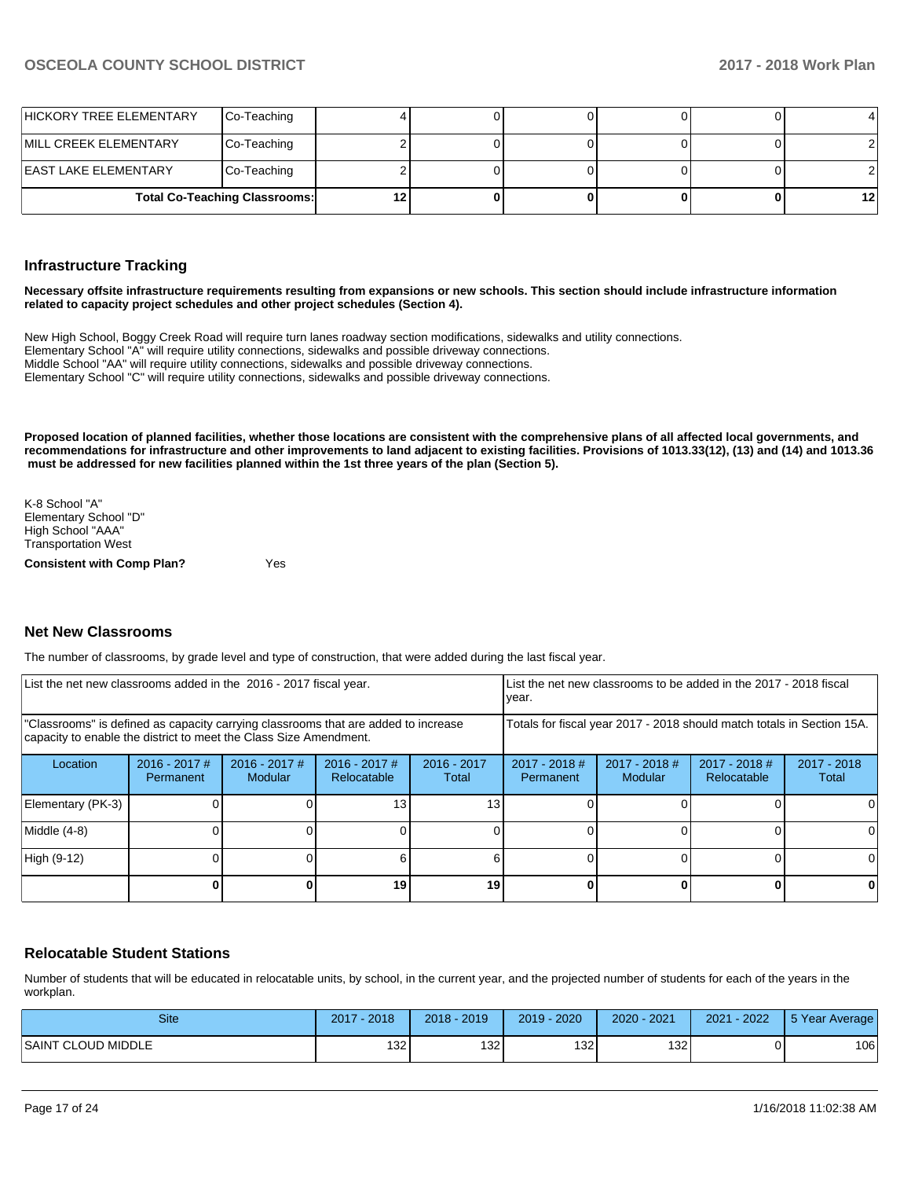| HICKORY TREE ELEMENTARY | Co-Teaching | 4 | 0 | 0 | 0 | 0 | 4 |
|---|---|---|---|---|---|---|---|
| MILL CREEK ELEMENTARY | Co-Teaching | 2 | 0 | 0 | 0 | 0 | 2 |
| EAST LAKE ELEMENTARY | Co-Teaching | 2 | 0 | 0 | 0 | 0 | 2 |
| **Total Co-Teaching Classrooms:** | | **12** | **0** | **0** | **0** | **0** | **12** |

## Infrastructure Tracking

**Necessary offsite infrastructure requirements resulting from expansions or new schools. This section should include infrastructure information related to capacity project schedules and other project schedules (Section 4).**

New High School, Boggy Creek Road will require turn lanes roadway section modifications, sidewalks and utility connections.
Elementary School "A" will require utility connections, sidewalks and possible driveway connections.
Middle School "AA" will require utility connections, sidewalks and possible driveway connections.
Elementary School "C" will require utility connections, sidewalks and possible driveway connections.

**Proposed location of planned facilities, whether those locations are consistent with the comprehensive plans of all affected local governments, and recommendations for infrastructure and other improvements to land adjacent to existing facilities. Provisions of 1013.33(12), (13) and (14) and 1013.36 must be addressed for new facilities planned within the 1st three years of the plan (Section 5).**

K-8 School "A"
Elementary School "D"
High School "AAA"
Transportation West

**Consistent with Comp Plan?** Yes

## Net New Classrooms

The number of classrooms, by grade level and type of construction, that were added during the last fiscal year.

| List the net new classrooms added in the 2016 - 2017 fiscal year. | | | | | List the net new classrooms to be added in the 2017 - 2018 fiscal year. | | | |
|---|---|---|---|---|---|---|---|---|
| "Classrooms" is defined as capacity carrying classrooms that are added to increase capacity to enable the district to meet the Class Size Amendment. | | | | | Totals for fiscal year 2017 - 2018 should match totals in Section 15A. | | | |
| Location | 2016 - 2017 # Permanent | 2016 - 2017 # Modular | 2016 - 2017 # Relocatable | 2016 - 2017 Total | 2017 - 2018 # Permanent | 2017 - 2018 # Modular | 2017 - 2018 # Relocatable | 2017 - 2018 Total |
| Elementary (PK-3) | 0 | 0 | 13 | 13 | 0 | 0 | 0 | 0 |
| Middle (4-8) | 0 | 0 | 0 | 0 | 0 | 0 | 0 | 0 |
| High (9-12) | 0 | 0 | 6 | 6 | 0 | 0 | 0 | 0 |
| | **0** | **0** | **19** | **19** | **0** | **0** | **0** | **0** |

## Relocatable Student Stations

Number of students that will be educated in relocatable units, by school, in the current year, and the projected number of students for each of the years in the workplan.

| Site | 2017 - 2018 | 2018 - 2019 | 2019 - 2020 | 2020 - 2021 | 2021 - 2022 | 5 Year Average |
|---|---|---|---|---|---|---|
| SAINT CLOUD MIDDLE | 132 | 132 | 132 | 132 | 0 | 106 |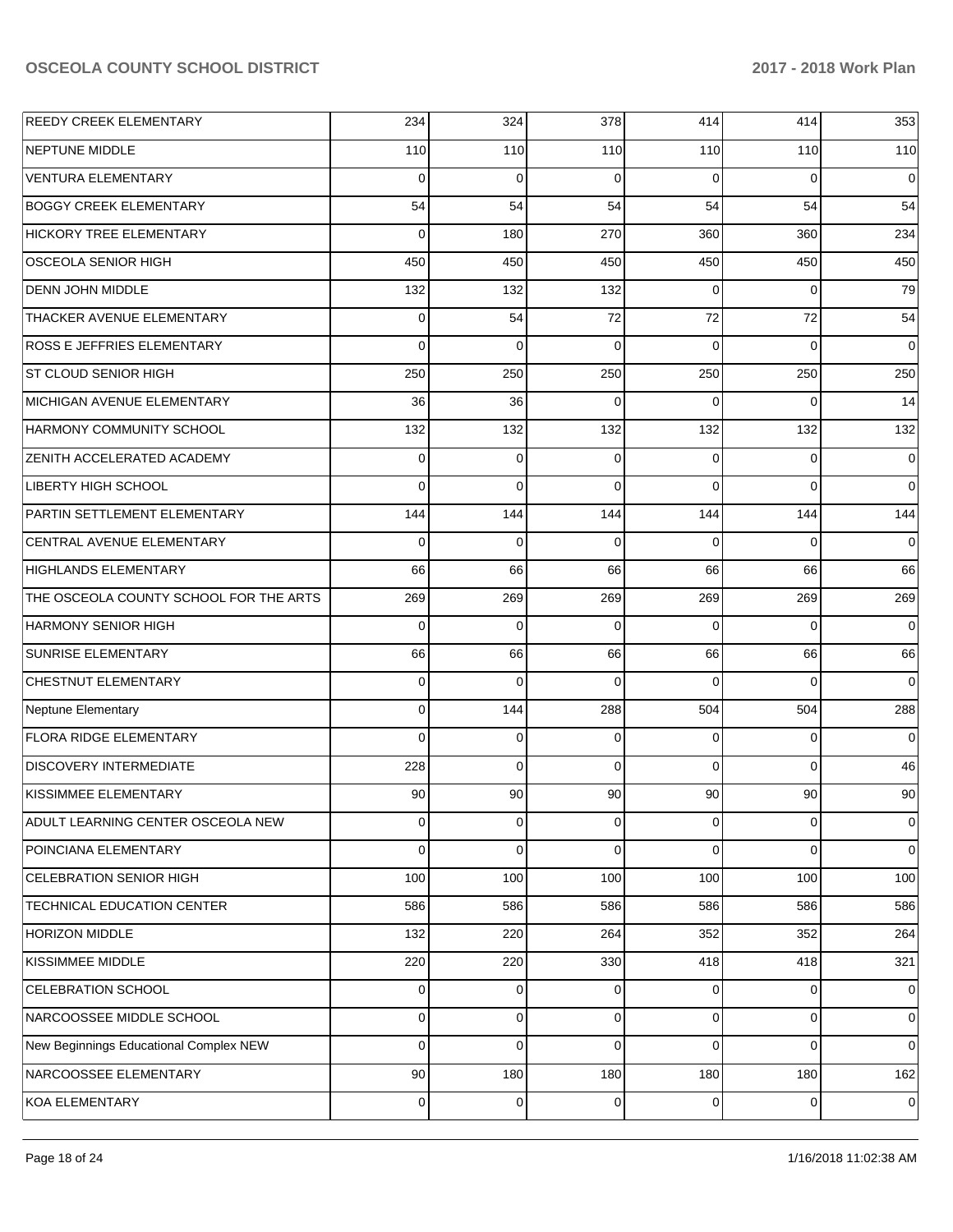| | | | | | | |
|---|---|---|---|---|---|---|
| REEDY CREEK ELEMENTARY | 234 | 324 | 378 | 414 | 414 | 353 |
| NEPTUNE MIDDLE | 110 | 110 | 110 | 110 | 110 | 110 |
| VENTURA ELEMENTARY | 0 | 0 | 0 | 0 | 0 | 0 |
| BOGGY CREEK ELEMENTARY | 54 | 54 | 54 | 54 | 54 | 54 |
| HICKORY TREE ELEMENTARY | 0 | 180 | 270 | 360 | 360 | 234 |
| OSCEOLA SENIOR HIGH | 450 | 450 | 450 | 450 | 450 | 450 |
| DENN JOHN MIDDLE | 132 | 132 | 132 | 0 | 0 | 79 |
| THACKER AVENUE ELEMENTARY | 0 | 54 | 72 | 72 | 72 | 54 |
| ROSS E JEFFRIES ELEMENTARY | 0 | 0 | 0 | 0 | 0 | 0 |
| ST CLOUD SENIOR HIGH | 250 | 250 | 250 | 250 | 250 | 250 |
| MICHIGAN AVENUE ELEMENTARY | 36 | 36 | 0 | 0 | 0 | 14 |
| HARMONY COMMUNITY SCHOOL | 132 | 132 | 132 | 132 | 132 | 132 |
| ZENITH ACCELERATED ACADEMY | 0 | 0 | 0 | 0 | 0 | 0 |
| LIBERTY HIGH SCHOOL | 0 | 0 | 0 | 0 | 0 | 0 |
| PARTIN SETTLEMENT ELEMENTARY | 144 | 144 | 144 | 144 | 144 | 144 |
| CENTRAL AVENUE ELEMENTARY | 0 | 0 | 0 | 0 | 0 | 0 |
| HIGHLANDS ELEMENTARY | 66 | 66 | 66 | 66 | 66 | 66 |
| THE OSCEOLA COUNTY SCHOOL FOR THE ARTS | 269 | 269 | 269 | 269 | 269 | 269 |
| HARMONY SENIOR HIGH | 0 | 0 | 0 | 0 | 0 | 0 |
| SUNRISE ELEMENTARY | 66 | 66 | 66 | 66 | 66 | 66 |
| CHESTNUT ELEMENTARY | 0 | 0 | 0 | 0 | 0 | 0 |
| Neptune Elementary | 0 | 144 | 288 | 504 | 504 | 288 |
| FLORA RIDGE ELEMENTARY | 0 | 0 | 0 | 0 | 0 | 0 |
| DISCOVERY INTERMEDIATE | 228 | 0 | 0 | 0 | 0 | 46 |
| KISSIMMEE ELEMENTARY | 90 | 90 | 90 | 90 | 90 | 90 |
| ADULT LEARNING CENTER OSCEOLA NEW | 0 | 0 | 0 | 0 | 0 | 0 |
| POINCIANA ELEMENTARY | 0 | 0 | 0 | 0 | 0 | 0 |
| CELEBRATION SENIOR HIGH | 100 | 100 | 100 | 100 | 100 | 100 |
| TECHNICAL EDUCATION CENTER | 586 | 586 | 586 | 586 | 586 | 586 |
| HORIZON MIDDLE | 132 | 220 | 264 | 352 | 352 | 264 |
| KISSIMMEE MIDDLE | 220 | 220 | 330 | 418 | 418 | 321 |
| CELEBRATION SCHOOL | 0 | 0 | 0 | 0 | 0 | 0 |
| NARCOOSSEE MIDDLE SCHOOL | 0 | 0 | 0 | 0 | 0 | 0 |
| New Beginnings Educational Complex NEW | 0 | 0 | 0 | 0 | 0 | 0 |
| NARCOOSSEE ELEMENTARY | 90 | 180 | 180 | 180 | 180 | 162 |
| KOA ELEMENTARY | 0 | 0 | 0 | 0 | 0 | 0 |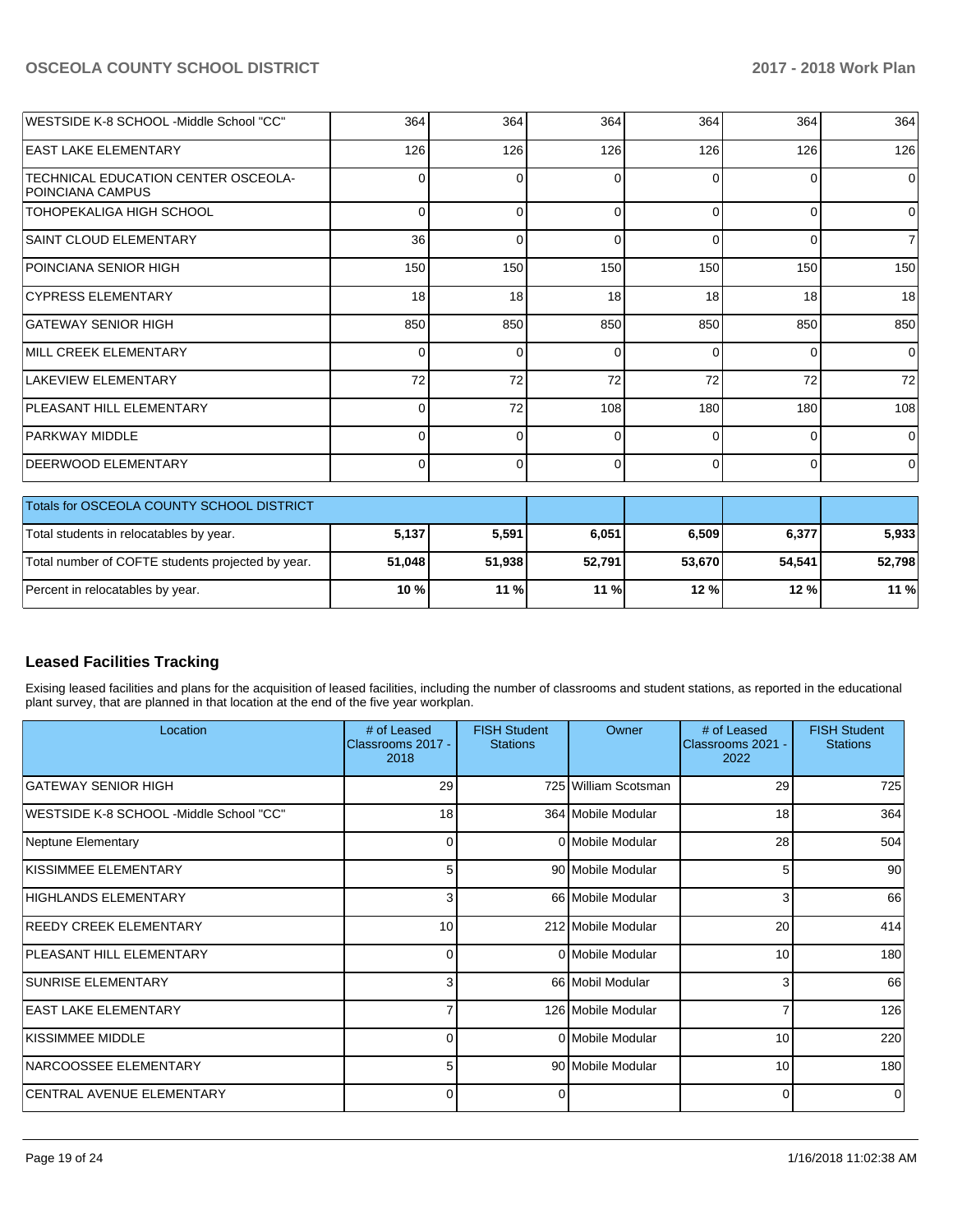| | | | | | | |
|---|---|---|---|---|---|---|
| WESTSIDE K-8 SCHOOL -Middle School "CC" | 364 | 364 | 364 | 364 | 364 | 364 |
| EAST LAKE ELEMENTARY | 126 | 126 | 126 | 126 | 126 | 126 |
| TECHNICAL EDUCATION CENTER OSCEOLA-POINCIANA CAMPUS | 0 | 0 | 0 | 0 | 0 | 0 |
| TOHOPEKALIGA HIGH SCHOOL | 0 | 0 | 0 | 0 | 0 | 0 |
| SAINT CLOUD ELEMENTARY | 36 | 0 | 0 | 0 | 0 | 7 |
| POINCIANA SENIOR HIGH | 150 | 150 | 150 | 150 | 150 | 150 |
| CYPRESS ELEMENTARY | 18 | 18 | 18 | 18 | 18 | 18 |
| GATEWAY SENIOR HIGH | 850 | 850 | 850 | 850 | 850 | 850 |
| MILL CREEK ELEMENTARY | 0 | 0 | 0 | 0 | 0 | 0 |
| LAKEVIEW ELEMENTARY | 72 | 72 | 72 | 72 | 72 | 72 |
| PLEASANT HILL ELEMENTARY | 0 | 72 | 108 | 180 | 180 | 108 |
| PARKWAY MIDDLE | 0 | 0 | 0 | 0 | 0 | 0 |
| DEERWOOD ELEMENTARY | 0 | 0 | 0 | 0 | 0 | 0 |

| Totals for OSCEOLA COUNTY SCHOOL DISTRICT | | | | | | |
|---|---|---|---|---|---|---|
| Total students in relocatables by year. | **5,137** | **5,591** | **6,051** | **6,509** | **6,377** | **5,933** |
| Total number of COFTE students projected by year. | **51,048** | **51,938** | **52,791** | **53,670** | **54,541** | **52,798** |
| Percent in relocatables by year. | **10 %** | **11 %** | **11 %** | **12 %** | **12 %** | **11 %** |

## Leased Facilities Tracking

Exising leased facilities and plans for the acquisition of leased facilities, including the number of classrooms and student stations, as reported in the educational plant survey, that are planned in that location at the end of the five year workplan.

| Location | # of Leased Classrooms 2017 - 2018 | FISH Student Stations | Owner | # of Leased Classrooms 2021 - 2022 | FISH Student Stations |
|---|---|---|---|---|---|
| GATEWAY SENIOR HIGH | 29 | 725 | William Scotsman | 29 | 725 |
| WESTSIDE K-8 SCHOOL -Middle School "CC" | 18 | 364 | Mobile Modular | 18 | 364 |
| Neptune Elementary | 0 | 0 | Mobile Modular | 28 | 504 |
| KISSIMMEE ELEMENTARY | 5 | 90 | Mobile Modular | 5 | 90 |
| HIGHLANDS ELEMENTARY | 3 | 66 | Mobile Modular | 3 | 66 |
| REEDY CREEK ELEMENTARY | 10 | 212 | Mobile Modular | 20 | 414 |
| PLEASANT HILL ELEMENTARY | 0 | 0 | Mobile Modular | 10 | 180 |
| SUNRISE ELEMENTARY | 3 | 66 | Mobil Modular | 3 | 66 |
| EAST LAKE ELEMENTARY | 7 | 126 | Mobile Modular | 7 | 126 |
| KISSIMMEE MIDDLE | 0 | 0 | Mobile Modular | 10 | 220 |
| NARCOOSSEE ELEMENTARY | 5 | 90 | Mobile Modular | 10 | 180 |
| CENTRAL AVENUE ELEMENTARY | 0 | 0 | | 0 | 0 |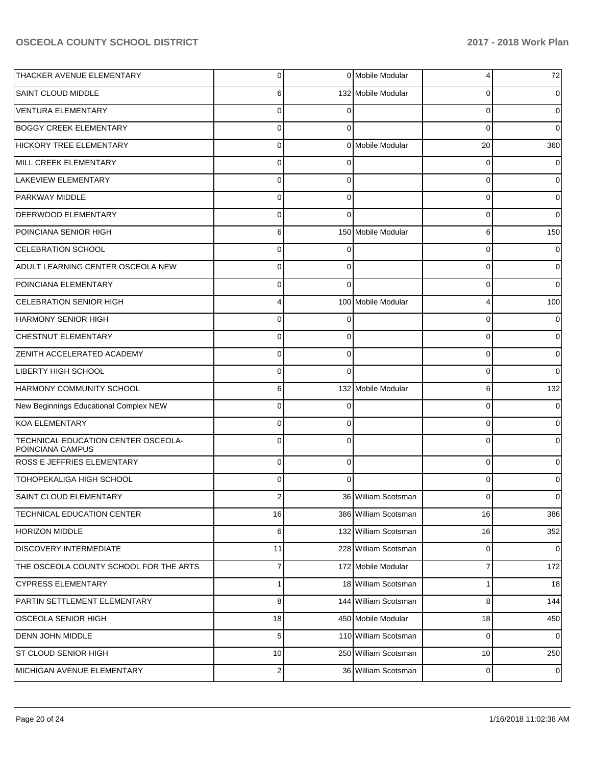| | | | | | |
|---|---|---|---|---|---|
| THACKER AVENUE ELEMENTARY | 0 | 0 | Mobile Modular | 4 | 72 |
| SAINT CLOUD MIDDLE | 6 | 132 | Mobile Modular | 0 | 0 |
| VENTURA ELEMENTARY | 0 | 0 | | 0 | 0 |
| BOGGY CREEK ELEMENTARY | 0 | 0 | | 0 | 0 |
| HICKORY TREE ELEMENTARY | 0 | 0 | Mobile Modular | 20 | 360 |
| MILL CREEK ELEMENTARY | 0 | 0 | | 0 | 0 |
| LAKEVIEW ELEMENTARY | 0 | 0 | | 0 | 0 |
| PARKWAY MIDDLE | 0 | 0 | | 0 | 0 |
| DEERWOOD ELEMENTARY | 0 | 0 | | 0 | 0 |
| POINCIANA SENIOR HIGH | 6 | 150 | Mobile Modular | 6 | 150 |
| CELEBRATION SCHOOL | 0 | 0 | | 0 | 0 |
| ADULT LEARNING CENTER OSCEOLA NEW | 0 | 0 | | 0 | 0 |
| POINCIANA ELEMENTARY | 0 | 0 | | 0 | 0 |
| CELEBRATION SENIOR HIGH | 4 | 100 | Mobile Modular | 4 | 100 |
| HARMONY SENIOR HIGH | 0 | 0 | | 0 | 0 |
| CHESTNUT ELEMENTARY | 0 | 0 | | 0 | 0 |
| ZENITH ACCELERATED ACADEMY | 0 | 0 | | 0 | 0 |
| LIBERTY HIGH SCHOOL | 0 | 0 | | 0 | 0 |
| HARMONY COMMUNITY SCHOOL | 6 | 132 | Mobile Modular | 6 | 132 |
| New Beginnings Educational Complex NEW | 0 | 0 | | 0 | 0 |
| KOA ELEMENTARY | 0 | 0 | | 0 | 0 |
| TECHNICAL EDUCATION CENTER OSCEOLA-POINCIANA CAMPUS | 0 | 0 | | 0 | 0 |
| ROSS E JEFFRIES ELEMENTARY | 0 | 0 | | 0 | 0 |
| TOHOPEKALIGA HIGH SCHOOL | 0 | 0 | | 0 | 0 |
| SAINT CLOUD ELEMENTARY | 2 | 36 | William Scotsman | 0 | 0 |
| TECHNICAL EDUCATION CENTER | 16 | 386 | William Scotsman | 16 | 386 |
| HORIZON MIDDLE | 6 | 132 | William Scotsman | 16 | 352 |
| DISCOVERY INTERMEDIATE | 11 | 228 | William Scotsman | 0 | 0 |
| THE OSCEOLA COUNTY SCHOOL FOR THE ARTS | 7 | 172 | Mobile Modular | 7 | 172 |
| CYPRESS ELEMENTARY | 1 | 18 | William Scotsman | 1 | 18 |
| PARTIN SETTLEMENT ELEMENTARY | 8 | 144 | William Scotsman | 8 | 144 |
| OSCEOLA SENIOR HIGH | 18 | 450 | Mobile Modular | 18 | 450 |
| DENN JOHN MIDDLE | 5 | 110 | William Scotsman | 0 | 0 |
| ST CLOUD SENIOR HIGH | 10 | 250 | William Scotsman | 10 | 250 |
| MICHIGAN AVENUE ELEMENTARY | 2 | 36 | William Scotsman | 0 | 0 |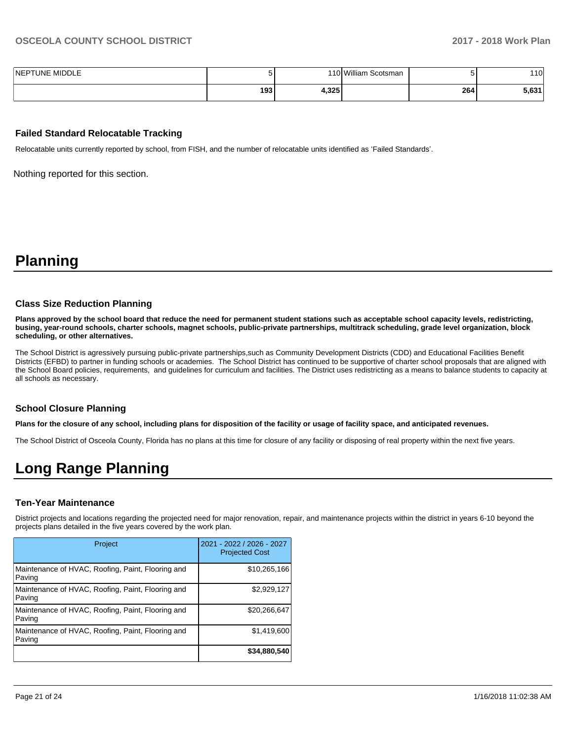| NEPTUNE MIDDLE | 5 | 110 | William Scotsman | 5 | 110 |
|---|---|---|---|---|---|
| | **193** | **4,325** | | **264** | **5,631** |

### Failed Standard Relocatable Tracking

Relocatable units currently reported by school, from FISH, and the number of relocatable units identified as 'Failed Standards'.

Nothing reported for this section.

# Planning

### Class Size Reduction Planning

**Plans approved by the school board that reduce the need for permanent student stations such as acceptable school capacity levels, redistricting, busing, year-round schools, charter schools, magnet schools, public-private partnerships, multitrack scheduling, grade level organization, block scheduling, or other alternatives.**

The School District is agressively pursuing public-private partnerships,such as Community Development Districts (CDD) and Educational Facilities Benefit Districts (EFBD) to partner in funding schools or academies. The School District has continued to be supportive of charter school proposals that are aligned with the School Board policies, requirements, and guidelines for curriculum and facilities. The District uses redistricting as a means to balance students to capacity at all schools as necessary.

### School Closure Planning

**Plans for the closure of any school, including plans for disposition of the facility or usage of facility space, and anticipated revenues.**

The School District of Osceola County, Florida has no plans at this time for closure of any facility or disposing of real property within the next five years.

# Long Range Planning

### Ten-Year Maintenance

District projects and locations regarding the projected need for major renovation, repair, and maintenance projects within the district in years 6-10 beyond the projects plans detailed in the five years covered by the work plan.

| Project | 2021 - 2022 / 2026 - 2027 Projected Cost |
|---|---|
| Maintenance of HVAC, Roofing, Paint, Flooring and Paving | $10,265,166 |
| Maintenance of HVAC, Roofing, Paint, Flooring and Paving | $2,929,127 |
| Maintenance of HVAC, Roofing, Paint, Flooring and Paving | $20,266,647 |
| Maintenance of HVAC, Roofing, Paint, Flooring and Paving | $1,419,600 |
| | **$34,880,540** |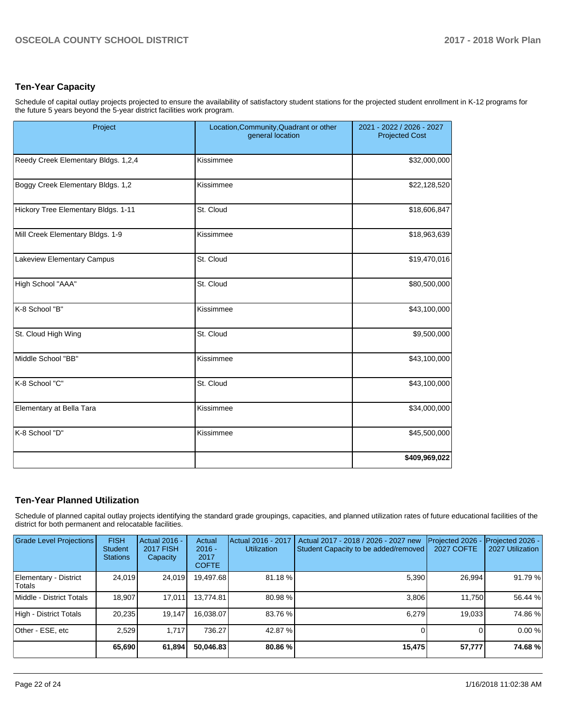## Ten-Year Capacity

Schedule of capital outlay projects projected to ensure the availability of satisfactory student stations for the projected student enrollment in K-12 programs for the future 5 years beyond the 5-year district facilities work program.

| Project | Location,Community,Quadrant or other general location | 2021 - 2022 / 2026 - 2027 Projected Cost |
|---|---|---|
| Reedy Creek Elementary Bldgs. 1,2,4 | Kissimmee | $32,000,000 |
| Boggy Creek Elementary Bldgs. 1,2 | Kissimmee | $22,128,520 |
| Hickory Tree Elementary Bldgs. 1-11 | St. Cloud | $18,606,847 |
| Mill Creek Elementary Bldgs. 1-9 | Kissimmee | $18,963,639 |
| Lakeview Elementary Campus | St. Cloud | $19,470,016 |
| High School "AAA" | St. Cloud | $80,500,000 |
| K-8 School "B" | Kissimmee | $43,100,000 |
| St. Cloud High Wing | St. Cloud | $9,500,000 |
| Middle School "BB" | Kissimmee | $43,100,000 |
| K-8 School "C" | St. Cloud | $43,100,000 |
| Elementary at Bella Tara | Kissimmee | $34,000,000 |
| K-8 School "D" | Kissimmee | $45,500,000 |
| | | **$409,969,022** |

## Ten-Year Planned Utilization

Schedule of planned capital outlay projects identifying the standard grade groupings, capacities, and planned utilization rates of future educational facilities of the district for both permanent and relocatable facilities.

| Grade Level Projections | FISH Student Stations | Actual 2016 - 2017 FISH Capacity | Actual 2016 - 2017 COFTE | Actual 2016 - 2017 Utilization | Actual 2017 - 2018 / 2026 - 2027 new Student Capacity to be added/removed | Projected 2026 - 2027 COFTE | Projected 2026 - 2027 Utilization |
|---|---|---|---|---|---|---|---|
| Elementary - District Totals | 24,019 | 24,019 | 19,497.68 | 81.18 % | 5,390 | 26,994 | 91.79 % |
| Middle - District Totals | 18,907 | 17,011 | 13,774.81 | 80.98 % | 3,806 | 11,750 | 56.44 % |
| High - District Totals | 20,235 | 19,147 | 16,038.07 | 83.76 % | 6,279 | 19,033 | 74.86 % |
| Other - ESE, etc | 2,529 | 1,717 | 736.27 | 42.87 % | 0 | 0 | 0.00 % |
| | **65,690** | **61,894** | **50,046.83** | **80.86 %** | **15,475** | **57,777** | **74.68 %** |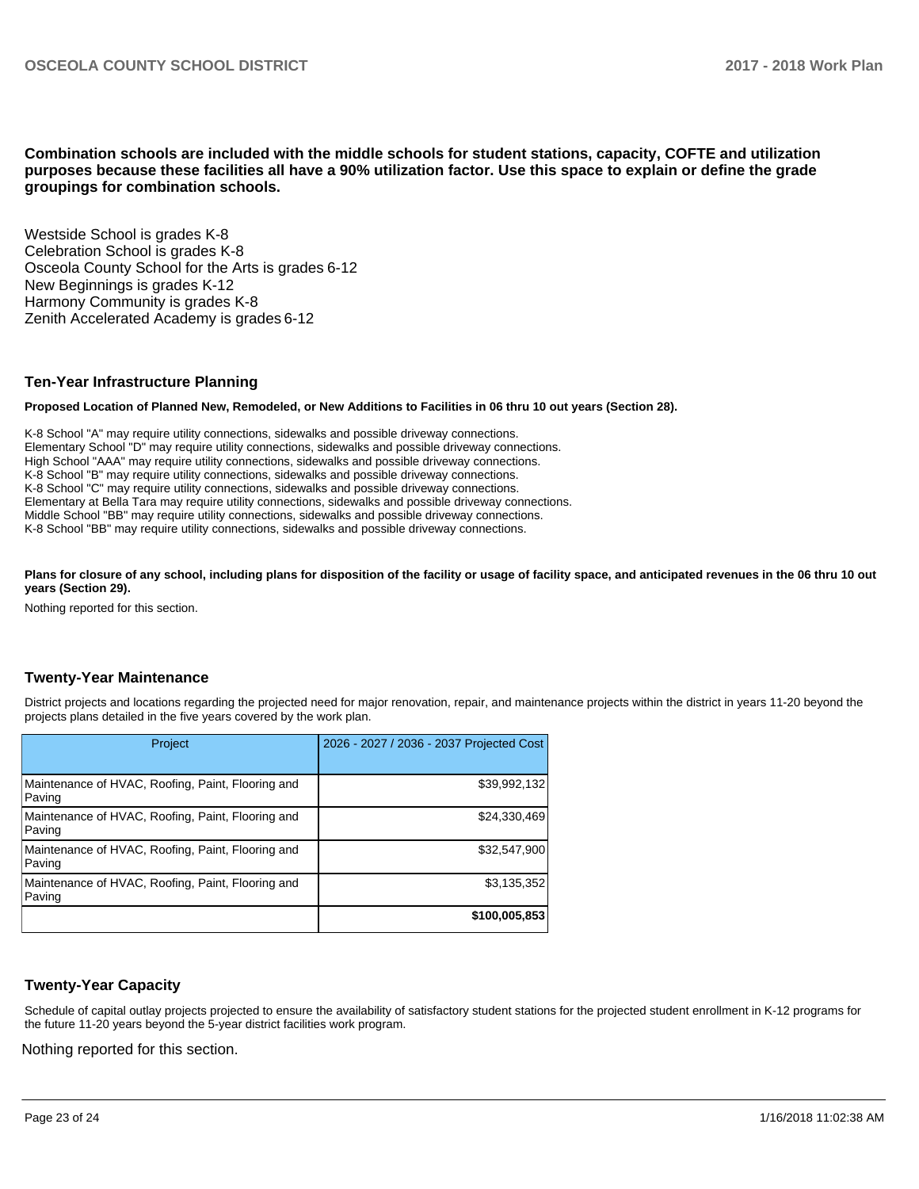**Combination schools are included with the middle schools for student stations, capacity, COFTE and utilization purposes because these facilities all have a 90% utilization factor. Use this space to explain or define the grade groupings for combination schools.**

Westside School is grades K-8
Celebration School is grades K-8
Osceola County School for the Arts is grades 6-12
New Beginnings is grades K-12
Harmony Community is grades K-8
Zenith Accelerated Academy is grades 6-12

## Ten-Year Infrastructure Planning

**Proposed Location of Planned New, Remodeled, or New Additions to Facilities in 06 thru 10 out years (Section 28).**

K-8 School "A" may require utility connections, sidewalks and possible driveway connections.
Elementary School "D" may require utility connections, sidewalks and possible driveway connections.
High School "AAA" may require utility connections, sidewalks and possible driveway connections.
K-8 School "B" may require utility connections, sidewalks and possible driveway connections.
K-8 School "C" may require utility connections, sidewalks and possible driveway connections.
Elementary at Bella Tara may require utility connections, sidewalks and possible driveway connections.
Middle School "BB" may require utility connections, sidewalks and possible driveway connections.
K-8 School "BB" may require utility connections, sidewalks and possible driveway connections.

**Plans for closure of any school, including plans for disposition of the facility or usage of facility space, and anticipated revenues in the 06 thru 10 out years (Section 29).**

Nothing reported for this section.

## Twenty-Year Maintenance

District projects and locations regarding the projected need for major renovation, repair, and maintenance projects within the district in years 11-20 beyond the projects plans detailed in the five years covered by the work plan.

| Project | 2026 - 2027 / 2036 - 2037 Projected Cost |
|---|---|
| Maintenance of HVAC, Roofing, Paint, Flooring and Paving | $39,992,132 |
| Maintenance of HVAC, Roofing, Paint, Flooring and Paving | $24,330,469 |
| Maintenance of HVAC, Roofing, Paint, Flooring and Paving | $32,547,900 |
| Maintenance of HVAC, Roofing, Paint, Flooring and Paving | $3,135,352 |
| | **$100,005,853** |

## Twenty-Year Capacity

Schedule of capital outlay projects projected to ensure the availability of satisfactory student stations for the projected student enrollment in K-12 programs for the future 11-20 years beyond the 5-year district facilities work program.

Nothing reported for this section.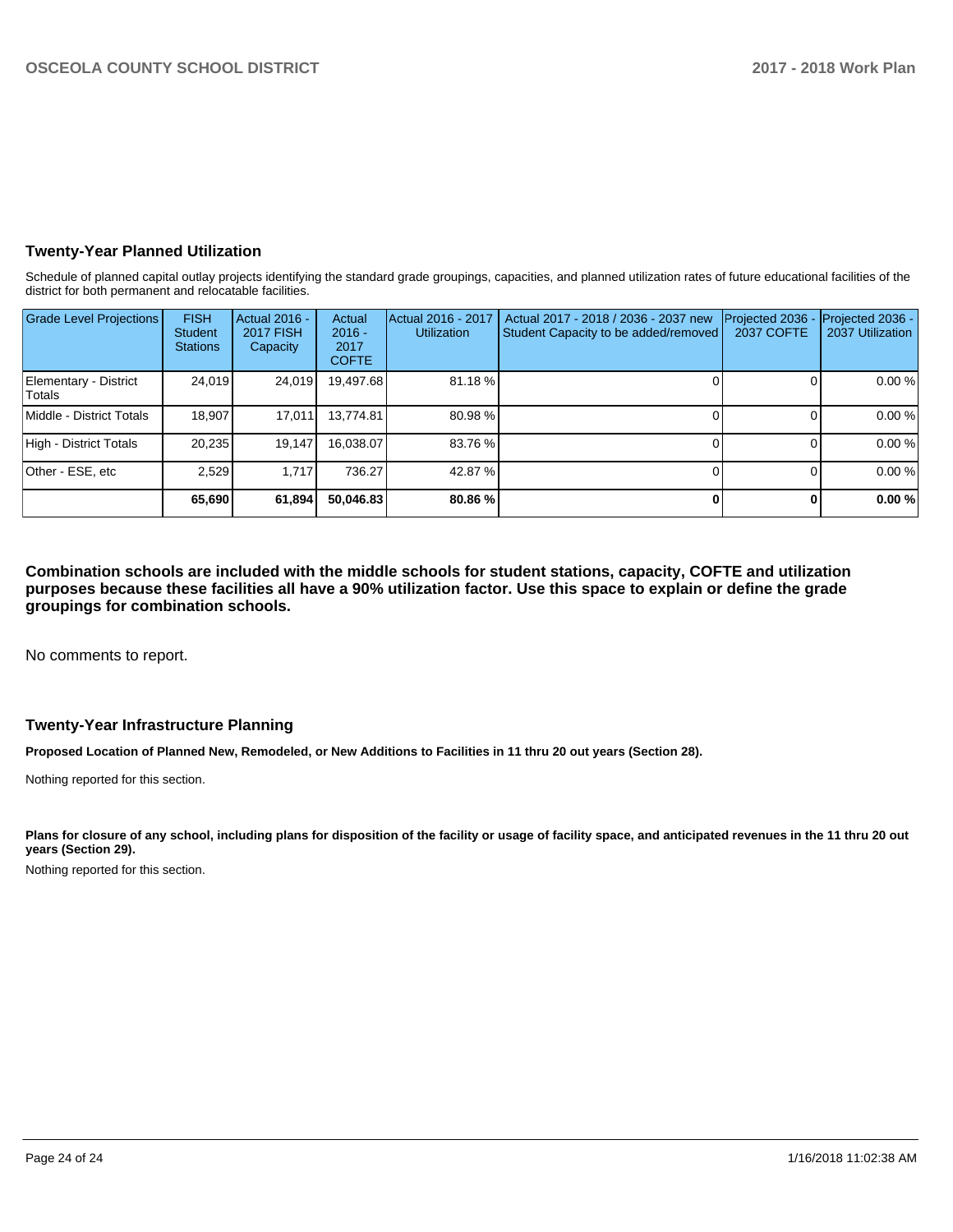## Twenty-Year Planned Utilization

Schedule of planned capital outlay projects identifying the standard grade groupings, capacities, and planned utilization rates of future educational facilities of the district for both permanent and relocatable facilities.

| Grade Level Projections | FISH Student Stations | Actual 2016 - 2017 FISH Capacity | Actual 2016 - 2017 COFTE | Actual 2016 - 2017 Utilization | Actual 2017 - 2018 / 2036 - 2037 new Student Capacity to be added/removed | Projected 2036 - 2037 COFTE | Projected 2036 - 2037 Utilization |
|---|---|---|---|---|---|---|---|
| Elementary - District Totals | 24,019 | 24,019 | 19,497.68 | 81.18 % | 0 | 0 | 0.00 % |
| Middle - District Totals | 18,907 | 17,011 | 13,774.81 | 80.98 % | 0 | 0 | 0.00 % |
| High - District Totals | 20,235 | 19,147 | 16,038.07 | 83.76 % | 0 | 0 | 0.00 % |
| Other - ESE, etc | 2,529 | 1,717 | 736.27 | 42.87 % | 0 | 0 | 0.00 % |
| | **65,690** | **61,894** | **50,046.83** | **80.86 %** | **0** | **0** | **0.00 %** |

**Combination schools are included with the middle schools for student stations, capacity, COFTE and utilization purposes because these facilities all have a 90% utilization factor. Use this space to explain or define the grade groupings for combination schools.**

No comments to report.

## Twenty-Year Infrastructure Planning

**Proposed Location of Planned New, Remodeled, or New Additions to Facilities in 11 thru 20 out years (Section 28).**

Nothing reported for this section.

**Plans for closure of any school, including plans for disposition of the facility or usage of facility space, and anticipated revenues in the 11 thru 20 out years (Section 29).**

Nothing reported for this section.